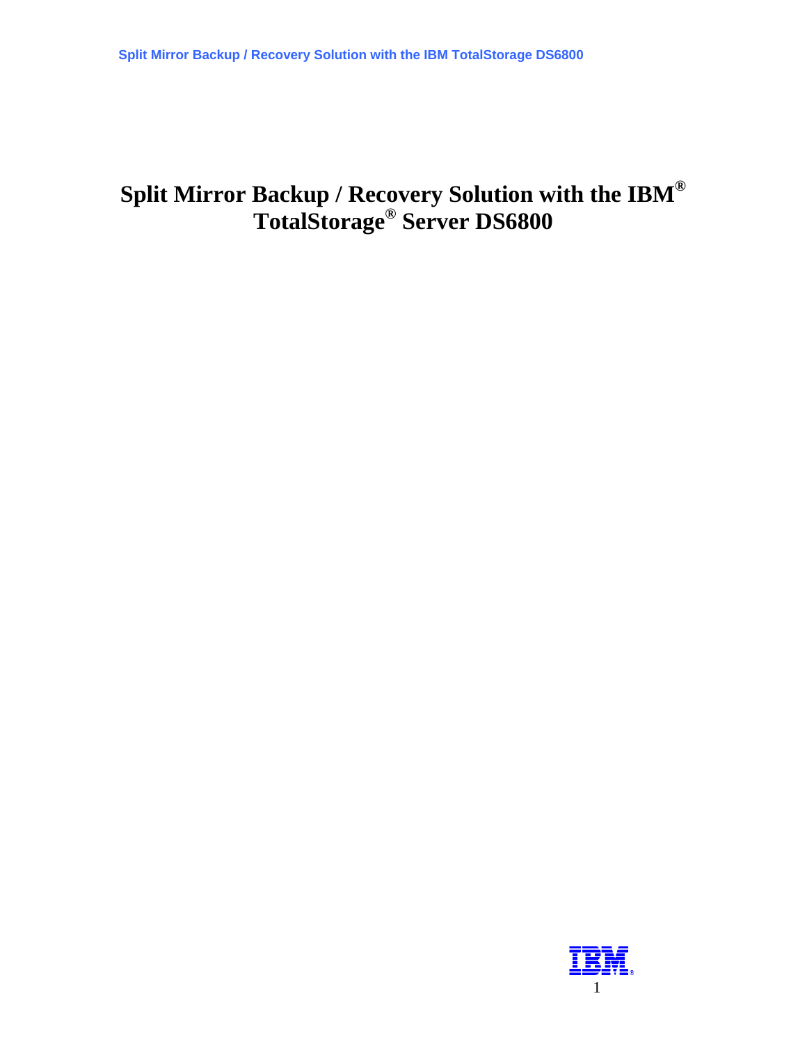# Split Mirror Backup / Recovery Solution with the IBM® TotalStorage® Server DS6800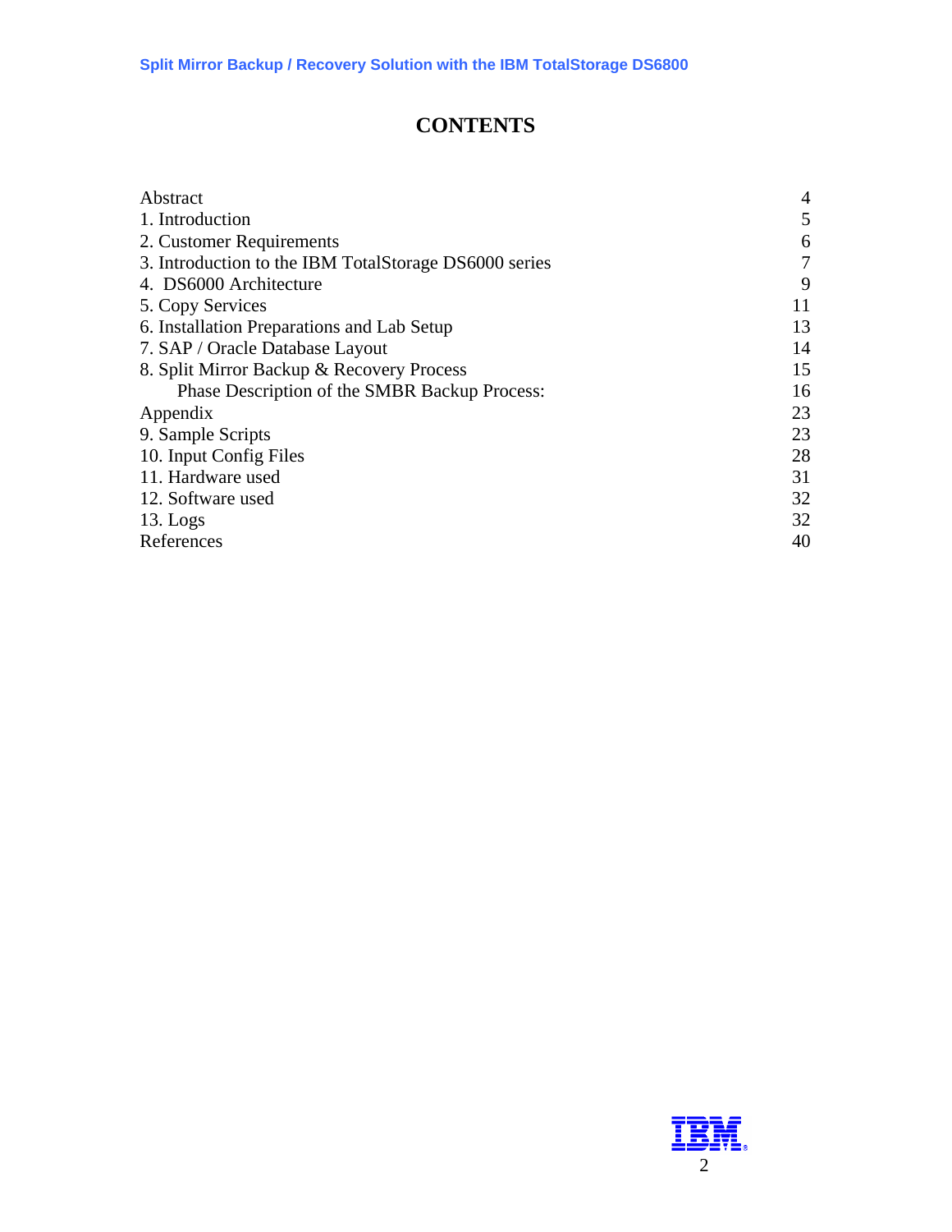# CONTENTS

| | |
|---|---|
| Abstract | 4 |
| 1. Introduction | 5 |
| 2. Customer Requirements | 6 |
| 3. Introduction to the IBM TotalStorage DS6000 series | 7 |
| 4. DS6000 Architecture | 9 |
| 5. Copy Services | 11 |
| 6. Installation Preparations and Lab Setup | 13 |
| 7. SAP / Oracle Database Layout | 14 |
| 8. Split Mirror Backup & Recovery Process | 15 |
| Phase Description of the SMBR Backup Process: | 16 |
| Appendix | 23 |
| 9. Sample Scripts | 23 |
| 10. Input Config Files | 28 |
| 11. Hardware used | 31 |
| 12. Software used | 32 |
| 13. Logs | 32 |
| References | 40 |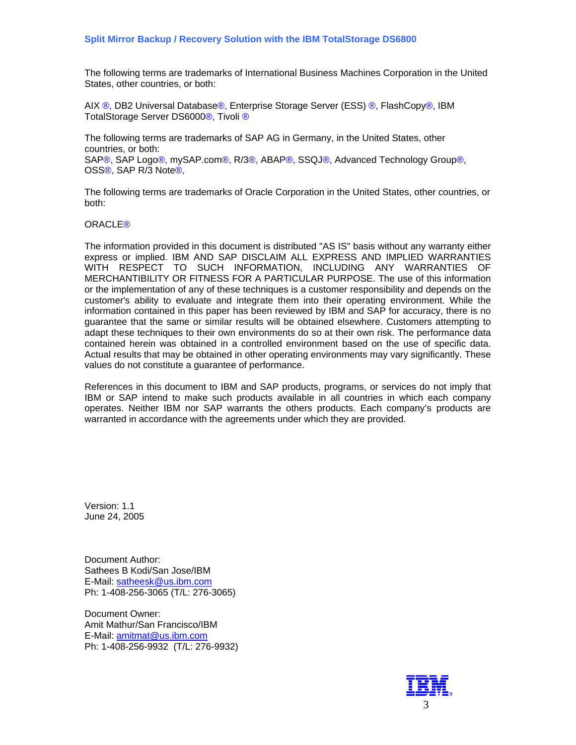The following terms are trademarks of International Business Machines Corporation in the United States, other countries, or both:

AIX ®, DB2 Universal Database®, Enterprise Storage Server (ESS) ®, FlashCopy®, IBM TotalStorage Server DS6000®, Tivoli ®

The following terms are trademarks of SAP AG in Germany, in the United States, other countries, or both:
SAP®, SAP Logo®, mySAP.com®, R/3®, ABAP®, SSQJ®, Advanced Technology Group®, OSS®, SAP R/3 Note®,

The following terms are trademarks of Oracle Corporation in the United States, other countries, or both:

ORACLE®

The information provided in this document is distributed "AS IS" basis without any warranty either express or implied. IBM AND SAP DISCLAIM ALL EXPRESS AND IMPLIED WARRANTIES WITH RESPECT TO SUCH INFORMATION, INCLUDING ANY WARRANTIES OF MERCHANTIBILITY OR FITNESS FOR A PARTICULAR PURPOSE. The use of this information or the implementation of any of these techniques is a customer responsibility and depends on the customer's ability to evaluate and integrate them into their operating environment. While the information contained in this paper has been reviewed by IBM and SAP for accuracy, there is no guarantee that the same or similar results will be obtained elsewhere. Customers attempting to adapt these techniques to their own environments do so at their own risk. The performance data contained herein was obtained in a controlled environment based on the use of specific data. Actual results that may be obtained in other operating environments may vary significantly. These values do not constitute a guarantee of performance.

References in this document to IBM and SAP products, programs, or services do not imply that IBM or SAP intend to make such products available in all countries in which each company operates. Neither IBM nor SAP warrants the others products. Each company's products are warranted in accordance with the agreements under which they are provided.

Version: 1.1
June 24, 2005

Document Author:
Sathees B Kodi/San Jose/IBM
E-Mail: satheesk@us.ibm.com
Ph: 1-408-256-3065 (T/L: 276-3065)

Document Owner:
Amit Mathur/San Francisco/IBM
E-Mail: amitmat@us.ibm.com
Ph: 1-408-256-9932 (T/L: 276-9932)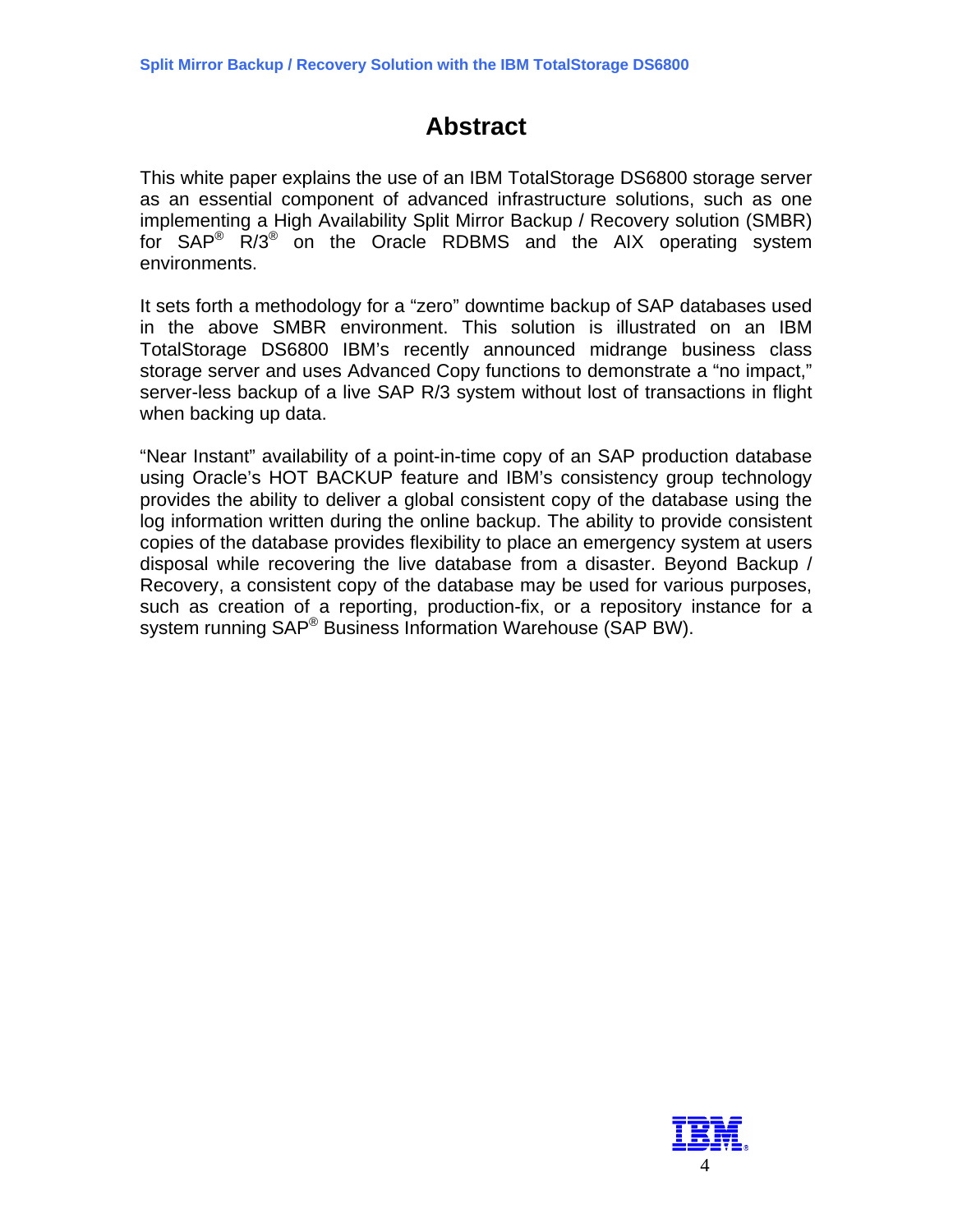# Abstract

This white paper explains the use of an IBM TotalStorage DS6800 storage server as an essential component of advanced infrastructure solutions, such as one implementing a High Availability Split Mirror Backup / Recovery solution (SMBR) for SAP® R/3® on the Oracle RDBMS and the AIX operating system environments.

It sets forth a methodology for a “zero” downtime backup of SAP databases used in the above SMBR environment. This solution is illustrated on an IBM TotalStorage DS6800 IBM’s recently announced midrange business class storage server and uses Advanced Copy functions to demonstrate a “no impact,” server-less backup of a live SAP R/3 system without lost of transactions in flight when backing up data.

“Near Instant” availability of a point-in-time copy of an SAP production database using Oracle’s HOT BACKUP feature and IBM’s consistency group technology provides the ability to deliver a global consistent copy of the database using the log information written during the online backup. The ability to provide consistent copies of the database provides flexibility to place an emergency system at users disposal while recovering the live database from a disaster. Beyond Backup / Recovery, a consistent copy of the database may be used for various purposes, such as creation of a reporting, production-fix, or a repository instance for a system running SAP® Business Information Warehouse (SAP BW).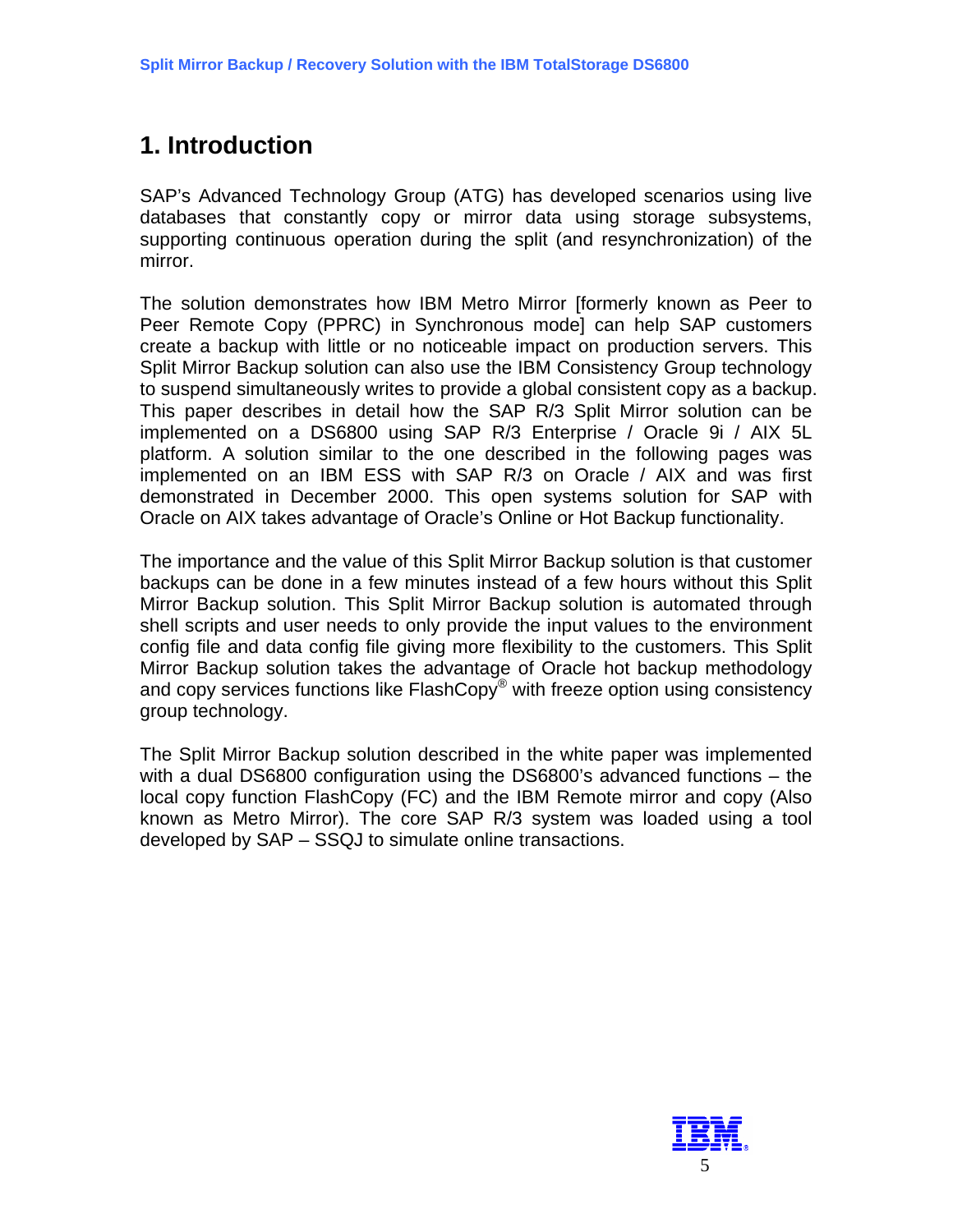# 1. Introduction

SAP's Advanced Technology Group (ATG) has developed scenarios using live databases that constantly copy or mirror data using storage subsystems, supporting continuous operation during the split (and resynchronization) of the mirror.

The solution demonstrates how IBM Metro Mirror [formerly known as Peer to Peer Remote Copy (PPRC) in Synchronous mode] can help SAP customers create a backup with little or no noticeable impact on production servers. This Split Mirror Backup solution can also use the IBM Consistency Group technology to suspend simultaneously writes to provide a global consistent copy as a backup. This paper describes in detail how the SAP R/3 Split Mirror solution can be implemented on a DS6800 using SAP R/3 Enterprise / Oracle 9i / AIX 5L platform. A solution similar to the one described in the following pages was implemented on an IBM ESS with SAP R/3 on Oracle / AIX and was first demonstrated in December 2000. This open systems solution for SAP with Oracle on AIX takes advantage of Oracle's Online or Hot Backup functionality.

The importance and the value of this Split Mirror Backup solution is that customer backups can be done in a few minutes instead of a few hours without this Split Mirror Backup solution. This Split Mirror Backup solution is automated through shell scripts and user needs to only provide the input values to the environment config file and data config file giving more flexibility to the customers. This Split Mirror Backup solution takes the advantage of Oracle hot backup methodology and copy services functions like FlashCopy® with freeze option using consistency group technology.

The Split Mirror Backup solution described in the white paper was implemented with a dual DS6800 configuration using the DS6800's advanced functions – the local copy function FlashCopy (FC) and the IBM Remote mirror and copy (Also known as Metro Mirror). The core SAP R/3 system was loaded using a tool developed by SAP – SSQJ to simulate online transactions.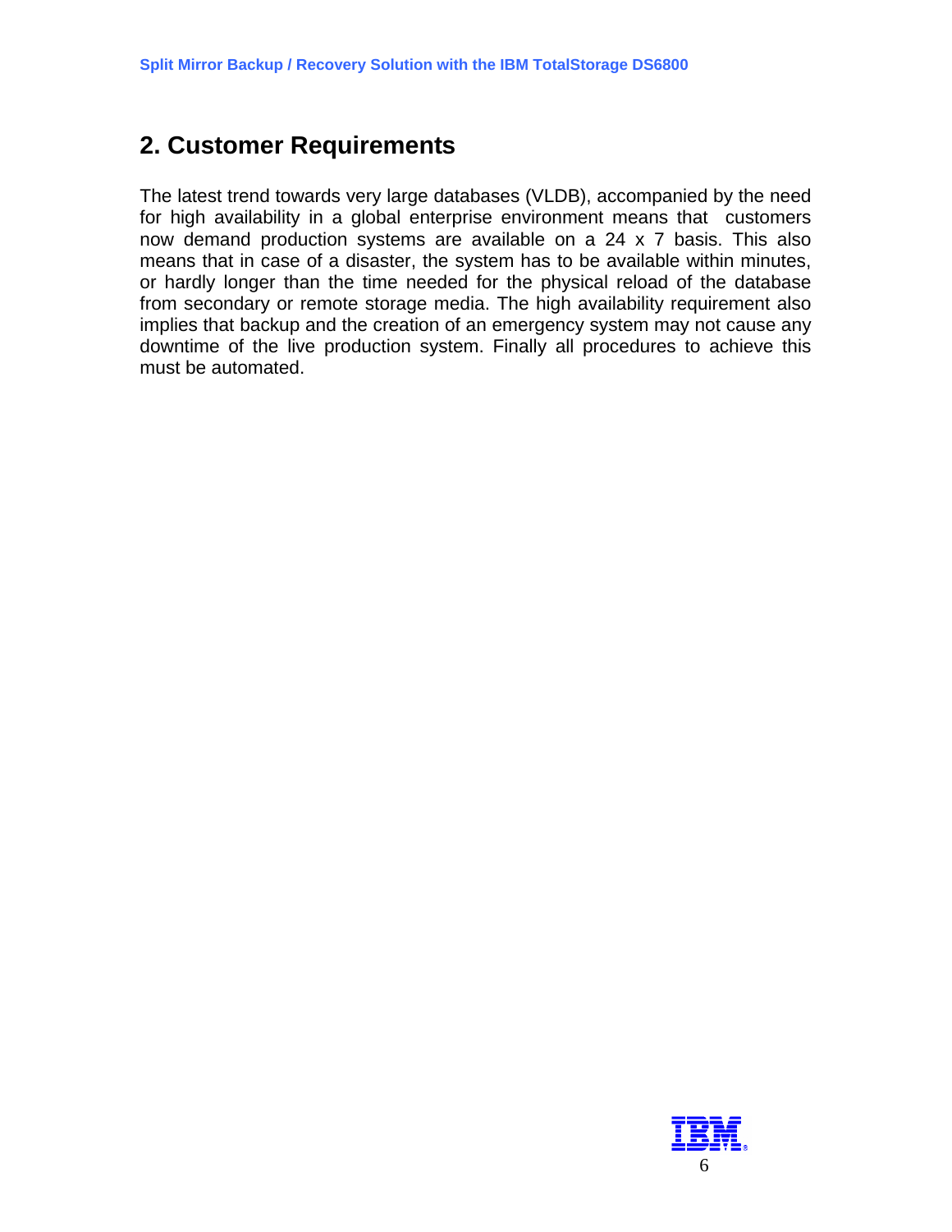## 2. Customer Requirements

The latest trend towards very large databases (VLDB), accompanied by the need for high availability in a global enterprise environment means that customers now demand production systems are available on a 24 x 7 basis. This also means that in case of a disaster, the system has to be available within minutes, or hardly longer than the time needed for the physical reload of the database from secondary or remote storage media. The high availability requirement also implies that backup and the creation of an emergency system may not cause any downtime of the live production system. Finally all procedures to achieve this must be automated.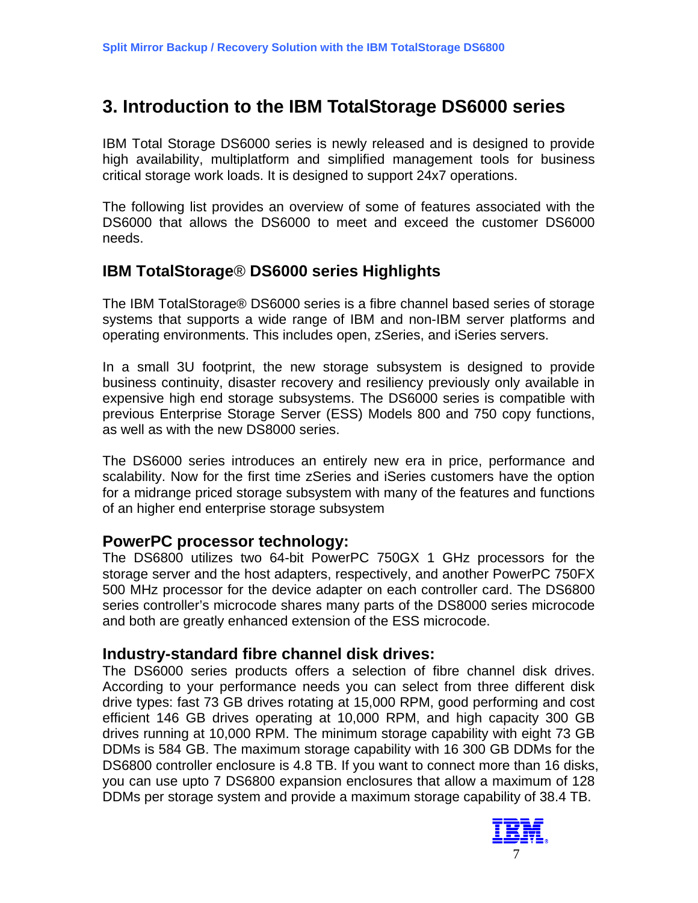# 3. Introduction to the IBM TotalStorage DS6000 series

IBM Total Storage DS6000 series is newly released and is designed to provide high availability, multiplatform and simplified management tools for business critical storage work loads. It is designed to support 24x7 operations.

The following list provides an overview of some of features associated with the DS6000 that allows the DS6000 to meet and exceed the customer DS6000 needs.

## IBM TotalStorage® DS6000 series Highlights

The IBM TotalStorage® DS6000 series is a fibre channel based series of storage systems that supports a wide range of IBM and non-IBM server platforms and operating environments. This includes open, zSeries, and iSeries servers.

In a small 3U footprint, the new storage subsystem is designed to provide business continuity, disaster recovery and resiliency previously only available in expensive high end storage subsystems. The DS6000 series is compatible with previous Enterprise Storage Server (ESS) Models 800 and 750 copy functions, as well as with the new DS8000 series.

The DS6000 series introduces an entirely new era in price, performance and scalability. Now for the first time zSeries and iSeries customers have the option for a midrange priced storage subsystem with many of the features and functions of an higher end enterprise storage subsystem

### PowerPC processor technology:

The DS6800 utilizes two 64-bit PowerPC 750GX 1 GHz processors for the storage server and the host adapters, respectively, and another PowerPC 750FX 500 MHz processor for the device adapter on each controller card. The DS6800 series controller's microcode shares many parts of the DS8000 series microcode and both are greatly enhanced extension of the ESS microcode.

### Industry-standard fibre channel disk drives:

The DS6000 series products offers a selection of fibre channel disk drives. According to your performance needs you can select from three different disk drive types: fast 73 GB drives rotating at 15,000 RPM, good performing and cost efficient 146 GB drives operating at 10,000 RPM, and high capacity 300 GB drives running at 10,000 RPM. The minimum storage capability with eight 73 GB DDMs is 584 GB. The maximum storage capability with 16 300 GB DDMs for the DS6800 controller enclosure is 4.8 TB. If you want to connect more than 16 disks, you can use upto 7 DS6800 expansion enclosures that allow a maximum of 128 DDMs per storage system and provide a maximum storage capability of 38.4 TB.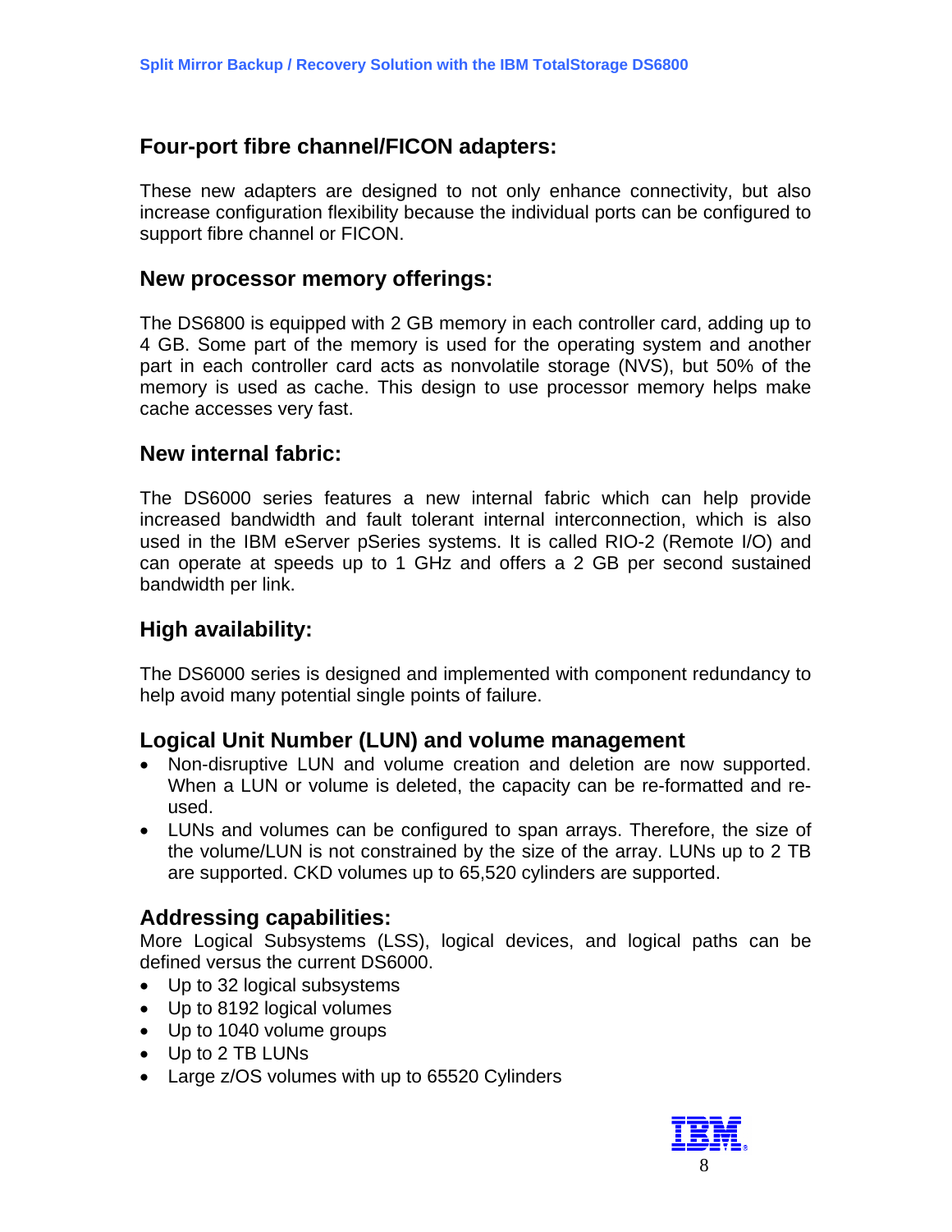## Four-port fibre channel/FICON adapters:

These new adapters are designed to not only enhance connectivity, but also increase configuration flexibility because the individual ports can be configured to support fibre channel or FICON.

## New processor memory offerings:

The DS6800 is equipped with 2 GB memory in each controller card, adding up to 4 GB. Some part of the memory is used for the operating system and another part in each controller card acts as nonvolatile storage (NVS), but 50% of the memory is used as cache. This design to use processor memory helps make cache accesses very fast.

## New internal fabric:

The DS6000 series features a new internal fabric which can help provide increased bandwidth and fault tolerant internal interconnection, which is also used in the IBM eServer pSeries systems. It is called RIO-2 (Remote I/O) and can operate at speeds up to 1 GHz and offers a 2 GB per second sustained bandwidth per link.

## High availability:

The DS6000 series is designed and implemented with component redundancy to help avoid many potential single points of failure.

## Logical Unit Number (LUN) and volume management

- Non-disruptive LUN and volume creation and deletion are now supported. When a LUN or volume is deleted, the capacity can be re-formatted and re-used.
- LUNs and volumes can be configured to span arrays. Therefore, the size of the volume/LUN is not constrained by the size of the array. LUNs up to 2 TB are supported. CKD volumes up to 65,520 cylinders are supported.

## Addressing capabilities:

More Logical Subsystems (LSS), logical devices, and logical paths can be defined versus the current DS6000.

- Up to 32 logical subsystems
- Up to 8192 logical volumes
- Up to 1040 volume groups
- Up to 2 TB LUNs
- Large z/OS volumes with up to 65520 Cylinders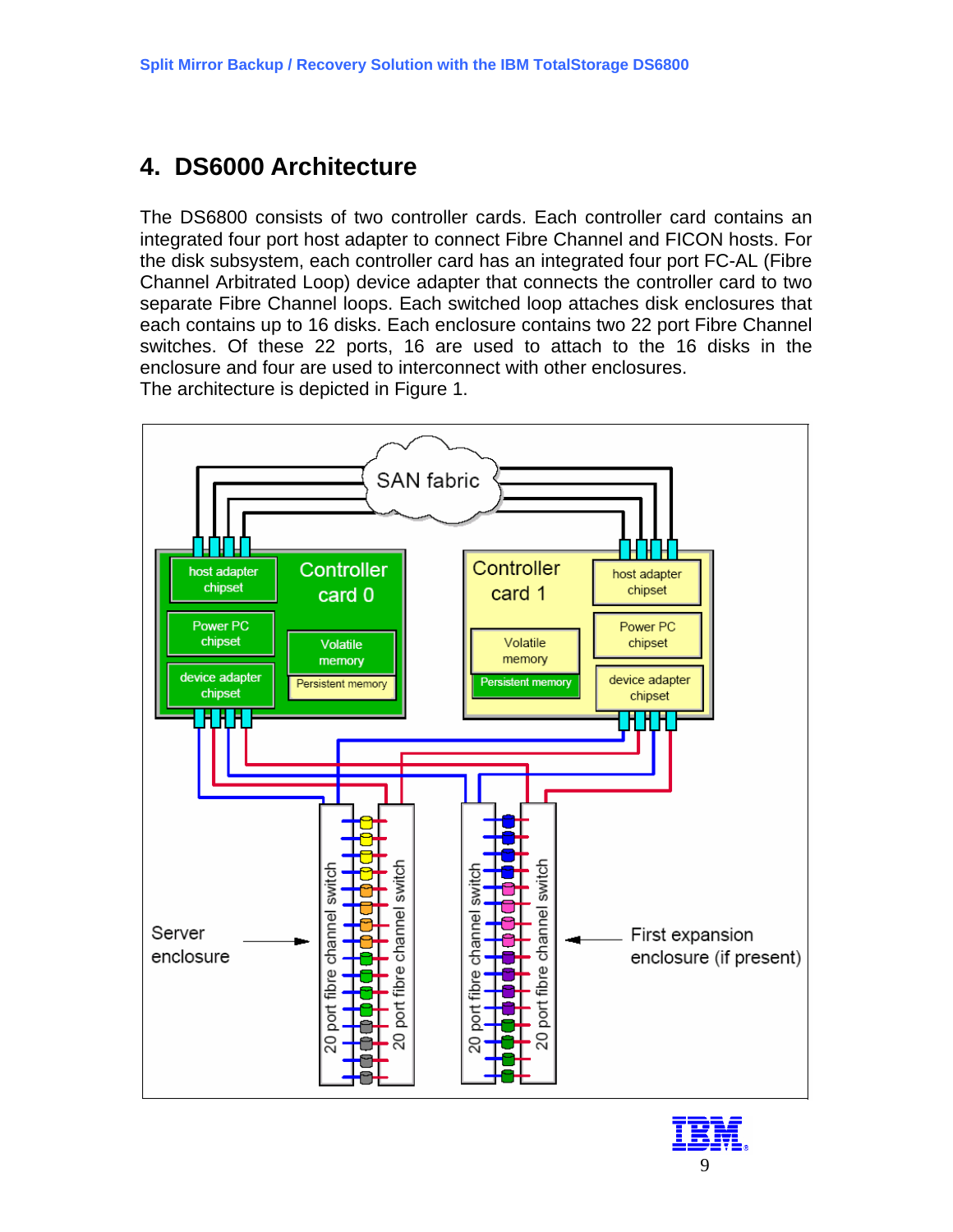# 4. DS6000 Architecture

The DS6800 consists of two controller cards. Each controller card contains an integrated four port host adapter to connect Fibre Channel and FICON hosts. For the disk subsystem, each controller card has an integrated four port FC-AL (Fibre Channel Arbitrated Loop) device adapter that connects the controller card to two separate Fibre Channel loops. Each switched loop attaches disk enclosures that each contains up to 16 disks. Each enclosure contains two 22 port Fibre Channel switches. Of these 22 ports, 16 are used to attach to the 16 disks in the enclosure and four are used to interconnect with other enclosures.
The architecture is depicted in Figure 1.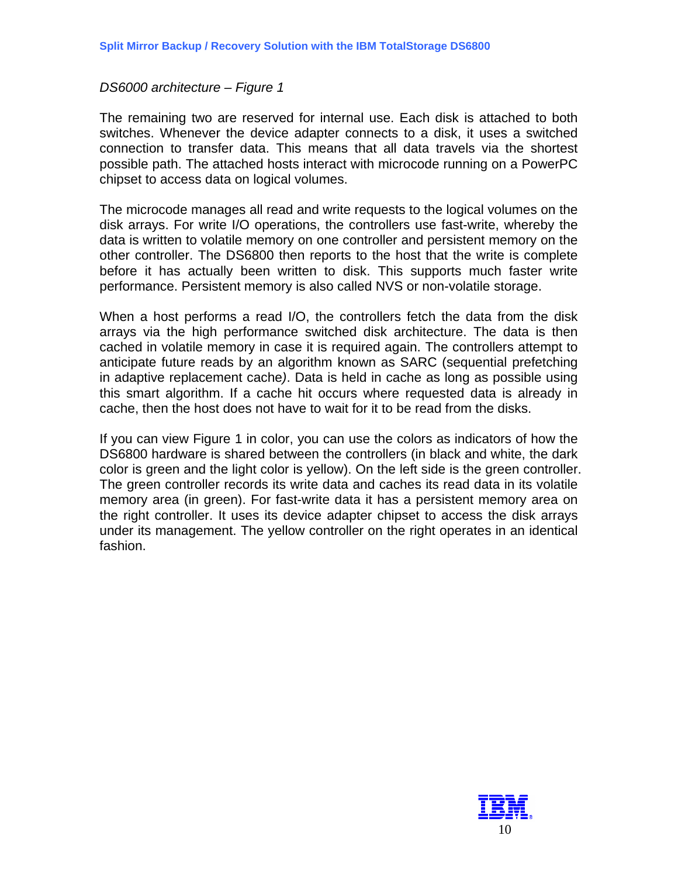*DS6000 architecture – Figure 1*

The remaining two are reserved for internal use. Each disk is attached to both switches. Whenever the device adapter connects to a disk, it uses a switched connection to transfer data. This means that all data travels via the shortest possible path. The attached hosts interact with microcode running on a PowerPC chipset to access data on logical volumes.

The microcode manages all read and write requests to the logical volumes on the disk arrays. For write I/O operations, the controllers use fast-write, whereby the data is written to volatile memory on one controller and persistent memory on the other controller. The DS6800 then reports to the host that the write is complete before it has actually been written to disk. This supports much faster write performance. Persistent memory is also called NVS or non-volatile storage.

When a host performs a read I/O, the controllers fetch the data from the disk arrays via the high performance switched disk architecture. The data is then cached in volatile memory in case it is required again. The controllers attempt to anticipate future reads by an algorithm known as SARC (sequential prefetching in adaptive replacement cache*)*. Data is held in cache as long as possible using this smart algorithm. If a cache hit occurs where requested data is already in cache, then the host does not have to wait for it to be read from the disks.

If you can view Figure 1 in color, you can use the colors as indicators of how the DS6800 hardware is shared between the controllers (in black and white, the dark color is green and the light color is yellow). On the left side is the green controller. The green controller records its write data and caches its read data in its volatile memory area (in green). For fast-write data it has a persistent memory area on the right controller. It uses its device adapter chipset to access the disk arrays under its management. The yellow controller on the right operates in an identical fashion.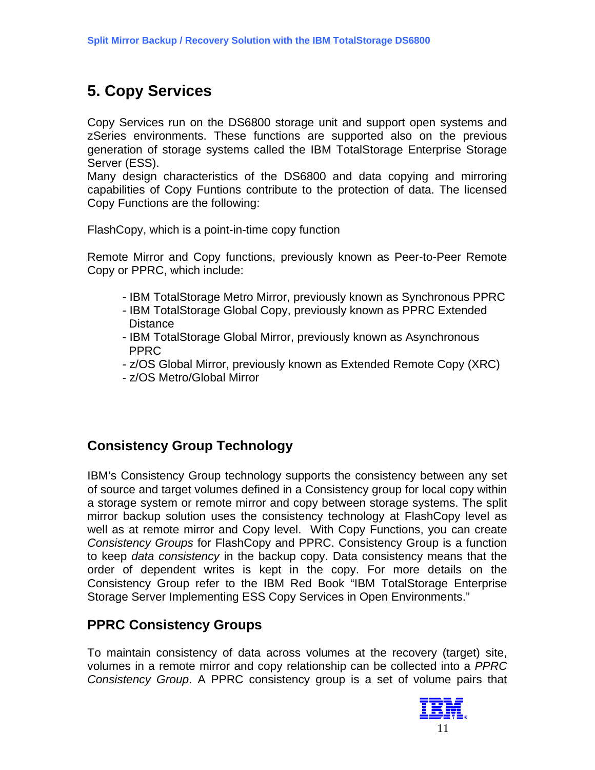# 5. Copy Services

Copy Services run on the DS6800 storage unit and support open systems and zSeries environments. These functions are supported also on the previous generation of storage systems called the IBM TotalStorage Enterprise Storage Server (ESS).
Many design characteristics of the DS6800 and data copying and mirroring capabilities of Copy Funtions contribute to the protection of data. The licensed Copy Functions are the following:

FlashCopy, which is a point-in-time copy function

Remote Mirror and Copy functions, previously known as Peer-to-Peer Remote Copy or PPRC, which include:

- IBM TotalStorage Metro Mirror, previously known as Synchronous PPRC
- IBM TotalStorage Global Copy, previously known as PPRC Extended Distance
- IBM TotalStorage Global Mirror, previously known as Asynchronous PPRC
- z/OS Global Mirror, previously known as Extended Remote Copy (XRC)
- z/OS Metro/Global Mirror

## Consistency Group Technology

IBM's Consistency Group technology supports the consistency between any set of source and target volumes defined in a Consistency group for local copy within a storage system or remote mirror and copy between storage systems. The split mirror backup solution uses the consistency technology at FlashCopy level as well as at remote mirror and Copy level. With Copy Functions, you can create *Consistency Groups* for FlashCopy and PPRC. Consistency Group is a function to keep *data consistency* in the backup copy. Data consistency means that the order of dependent writes is kept in the copy. For more details on the Consistency Group refer to the IBM Red Book "IBM TotalStorage Enterprise Storage Server Implementing ESS Copy Services in Open Environments."

## PPRC Consistency Groups

To maintain consistency of data across volumes at the recovery (target) site, volumes in a remote mirror and copy relationship can be collected into a *PPRC Consistency Group*. A PPRC consistency group is a set of volume pairs that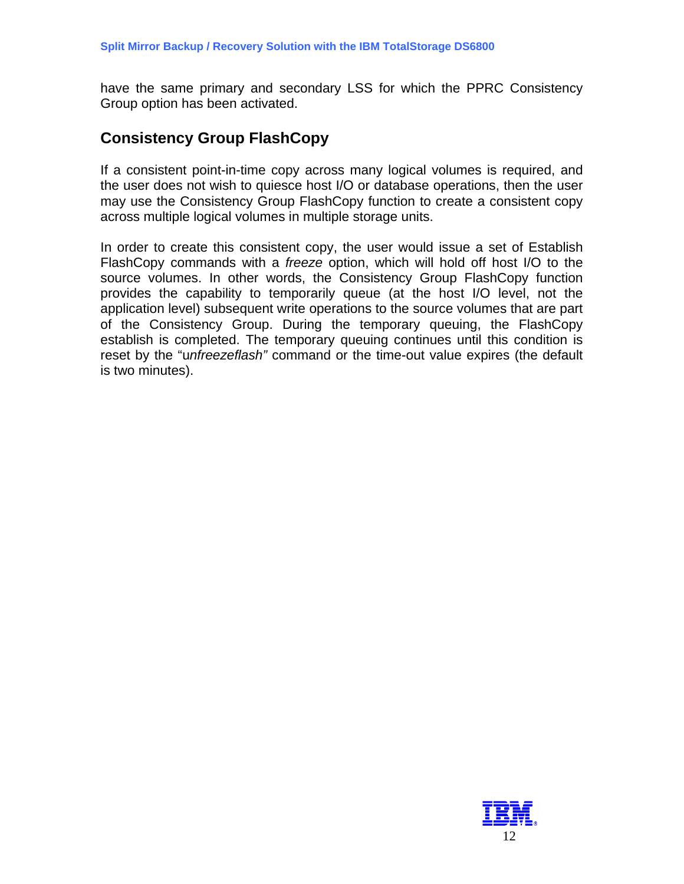have the same primary and secondary LSS for which the PPRC Consistency Group option has been activated.

## Consistency Group FlashCopy

If a consistent point-in-time copy across many logical volumes is required, and the user does not wish to quiesce host I/O or database operations, then the user may use the Consistency Group FlashCopy function to create a consistent copy across multiple logical volumes in multiple storage units.

In order to create this consistent copy, the user would issue a set of Establish FlashCopy commands with a *freeze* option, which will hold off host I/O to the source volumes. In other words, the Consistency Group FlashCopy function provides the capability to temporarily queue (at the host I/O level, not the application level) subsequent write operations to the source volumes that are part of the Consistency Group. During the temporary queuing, the FlashCopy establish is completed. The temporary queuing continues until this condition is reset by the "u*nfreezeflash"* command or the time-out value expires (the default is two minutes).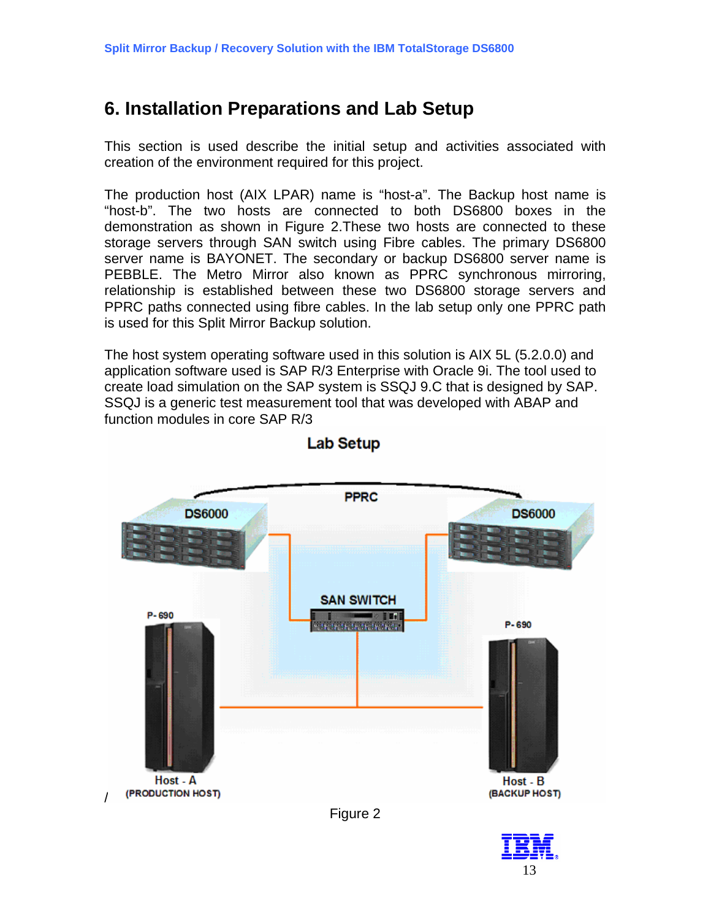# 6. Installation Preparations and Lab Setup

This section is used describe the initial setup and activities associated with creation of the environment required for this project.

The production host (AIX LPAR) name is “host-a”. The Backup host name is “host-b”. The two hosts are connected to both DS6800 boxes in the demonstration as shown in Figure 2.These two hosts are connected to these storage servers through SAN switch using Fibre cables. The primary DS6800 server name is BAYONET. The secondary or backup DS6800 server name is PEBBLE. The Metro Mirror also known as PPRC synchronous mirroring, relationship is established between these two DS6800 storage servers and PPRC paths connected using fibre cables. In the lab setup only one PPRC path is used for this Split Mirror Backup solution.

The host system operating software used in this solution is AIX 5L (5.2.0.0) and application software used is SAP R/3 Enterprise with Oracle 9i. The tool used to create load simulation on the SAP system is SSQJ 9.C that is designed by SAP. SSQJ is a generic test measurement tool that was developed with ABAP and function modules in core SAP R/3

Figure 2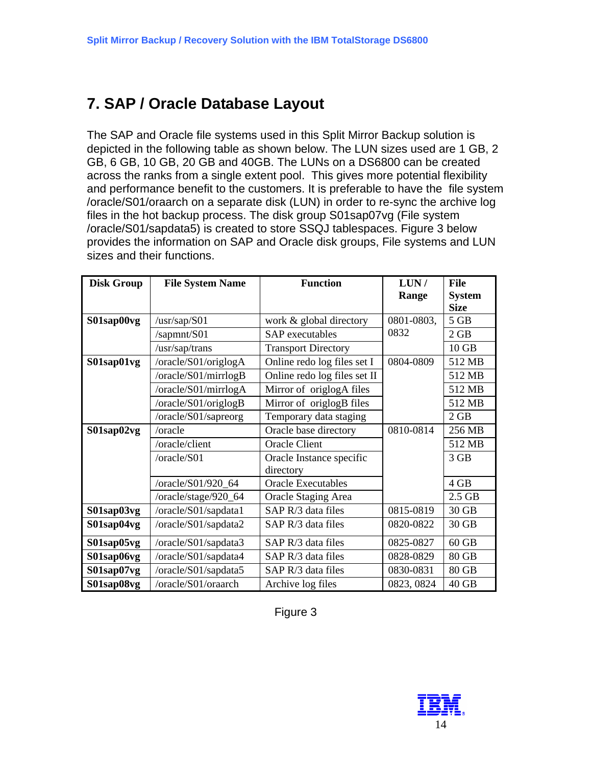# 7. SAP / Oracle Database Layout

The SAP and Oracle file systems used in this Split Mirror Backup solution is depicted in the following table as shown below. The LUN sizes used are 1 GB, 2 GB, 6 GB, 10 GB, 20 GB and 40GB. The LUNs on a DS6800 can be created across the ranks from a single extent pool. This gives more potential flexibility and performance benefit to the customers. It is preferable to have the file system /oracle/S01/oraarch on a separate disk (LUN) in order to re-sync the archive log files in the hot backup process. The disk group S01sap07vg (File system /oracle/S01/sapdata5) is created to store SSQJ tablespaces. Figure 3 below provides the information on SAP and Oracle disk groups, File systems and LUN sizes and their functions.

| Disk Group | File System Name | Function | LUN / Range | File System Size |
|---|---|---|---|---|
| **S01sap00vg** | /usr/sap/S01 | work & global directory | 0801-0803, 0832 | 5 GB |
| | /sapmnt/S01 | SAP executables | | 2 GB |
| | /usr/sap/trans | Transport Directory | | 10 GB |
| **S01sap01vg** | /oracle/S01/origlogA | Online redo log files set I | 0804-0809 | 512 MB |
| | /oracle/S01/mirrlogB | Online redo log files set II | | 512 MB |
| | /oracle/S01/mirrlogA | Mirror of origlogA files | | 512 MB |
| | /oracle/S01/origlogB | Mirror of origlogB files | | 512 MB |
| | /oracle/S01/sapreorg | Temporary data staging | | 2 GB |
| **S01sap02vg** | /oracle | Oracle base directory | 0810-0814 | 256 MB |
| | /oracle/client | Oracle Client | | 512 MB |
| | /oracle/S01 | Oracle Instance specific directory | | 3 GB |
| | /oracle/S01/920_64 | Oracle Executables | | 4 GB |
| | /oracle/stage/920_64 | Oracle Staging Area | | 2.5 GB |
| **S01sap03vg** | /oracle/S01/sapdata1 | SAP R/3 data files | 0815-0819 | 30 GB |
| **S01sap04vg** | /oracle/S01/sapdata2 | SAP R/3 data files | 0820-0822 | 30 GB |
| **S01sap05vg** | /oracle/S01/sapdata3 | SAP R/3 data files | 0825-0827 | 60 GB |
| **S01sap06vg** | /oracle/S01/sapdata4 | SAP R/3 data files | 0828-0829 | 80 GB |
| **S01sap07vg** | /oracle/S01/sapdata5 | SAP R/3 data files | 0830-0831 | 80 GB |
| **S01sap08vg** | /oracle/S01/oraarch | Archive log files | 0823, 0824 | 40 GB |

Figure 3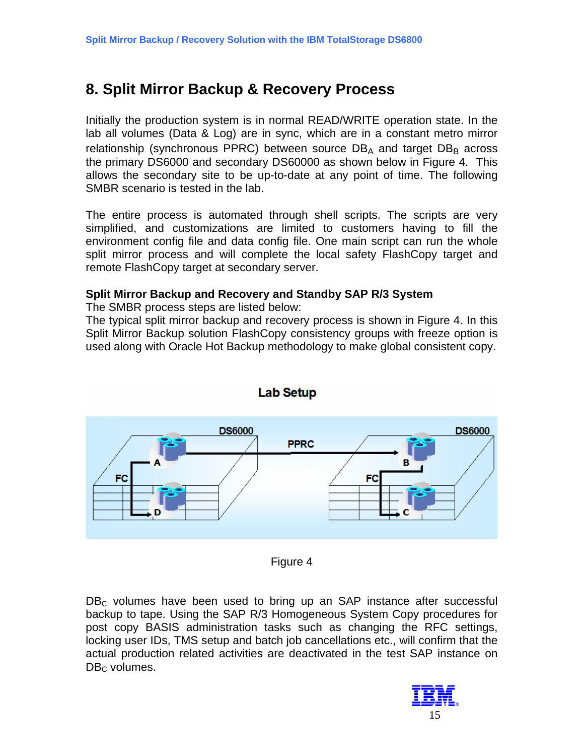# 8. Split Mirror Backup & Recovery Process

Initially the production system is in normal READ/WRITE operation state. In the lab all volumes (Data & Log) are in sync, which are in a constant metro mirror relationship (synchronous PPRC) between source $DB_A$ and target $DB_B$ across the primary DS6000 and secondary DS60000 as shown below in Figure 4. This allows the secondary site to be up-to-date at any point of time. The following SMBR scenario is tested in the lab.

The entire process is automated through shell scripts. The scripts are very simplified, and customizations are limited to customers having to fill the environment config file and data config file. One main script can run the whole split mirror process and will complete the local safety FlashCopy target and remote FlashCopy target at secondary server.

**Split Mirror Backup and Recovery and Standby SAP R/3 System**

The SMBR process steps are listed below:

The typical split mirror backup and recovery process is shown in Figure 4. In this Split Mirror Backup solution FlashCopy consistency groups with freeze option is used along with Oracle Hot Backup methodology to make global consistent copy.

Lab Setup

Figure 4

$DB_C$ volumes have been used to bring up an SAP instance after successful backup to tape. Using the SAP R/3 Homogeneous System Copy procedures for post copy BASIS administration tasks such as changing the RFC settings, locking user IDs, TMS setup and batch job cancellations etc., will confirm that the actual production related activities are deactivated in the test SAP instance on $DB_C$ volumes.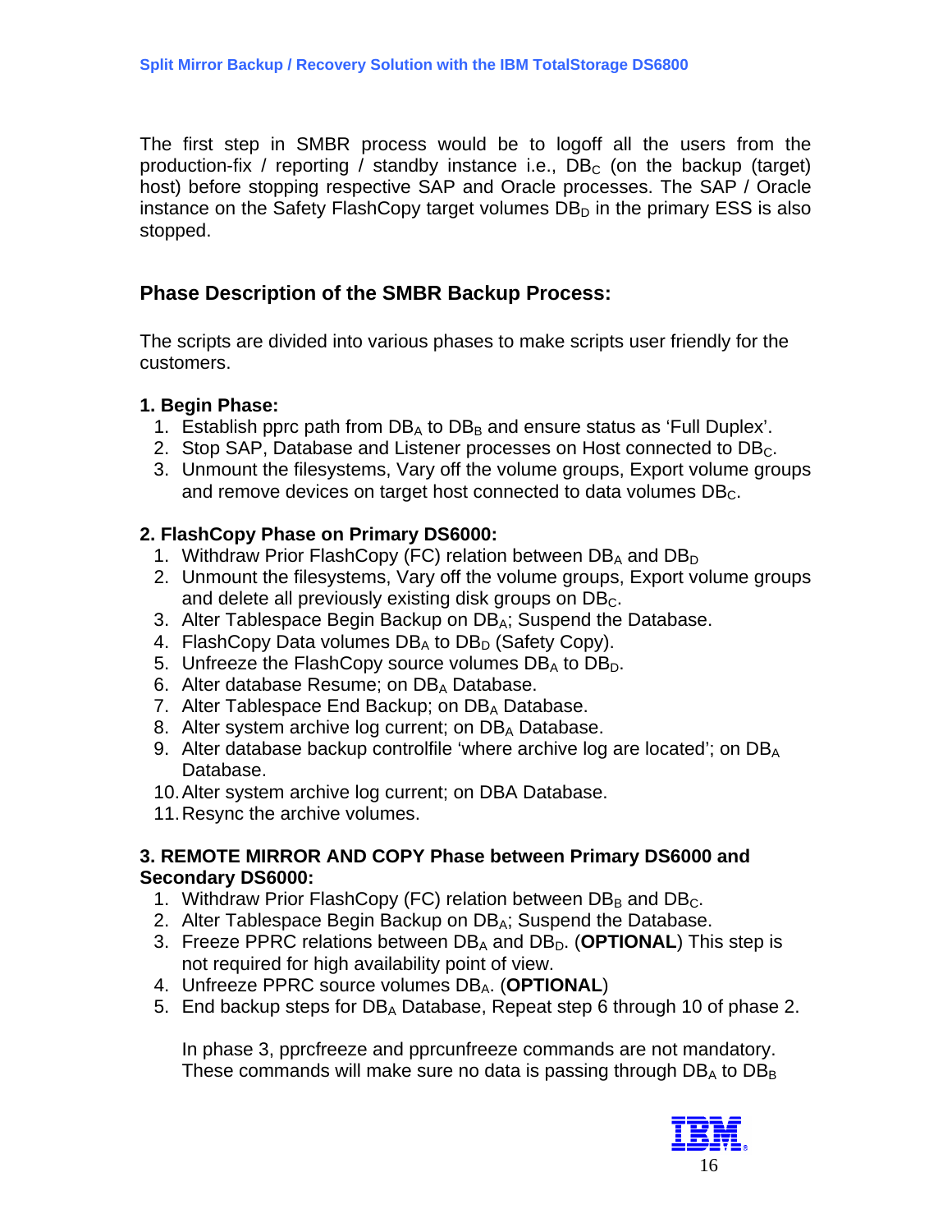The first step in SMBR process would be to logoff all the users from the production-fix / reporting / standby instance i.e., $DB_C$ (on the backup (target) host) before stopping respective SAP and Oracle processes. The SAP / Oracle instance on the Safety FlashCopy target volumes $DB_D$ in the primary ESS is also stopped.

## Phase Description of the SMBR Backup Process:

The scripts are divided into various phases to make scripts user friendly for the customers.

**1. Begin Phase:**

1. Establish pprc path from $DB_A$ to $DB_B$ and ensure status as 'Full Duplex'.
2. Stop SAP, Database and Listener processes on Host connected to $DB_C$.
3. Unmount the filesystems, Vary off the volume groups, Export volume groups and remove devices on target host connected to data volumes $DB_C$.

**2. FlashCopy Phase on Primary DS6000:**

1. Withdraw Prior FlashCopy (FC) relation between $DB_A$ and $DB_D$
2. Unmount the filesystems, Vary off the volume groups, Export volume groups and delete all previously existing disk groups on $DB_C$.
3. Alter Tablespace Begin Backup on $DB_A$; Suspend the Database.
4. FlashCopy Data volumes $DB_A$ to $DB_D$ (Safety Copy).
5. Unfreeze the FlashCopy source volumes $DB_A$ to $DB_D$.
6. Alter database Resume; on $DB_A$ Database.
7. Alter Tablespace End Backup; on $DB_A$ Database.
8. Alter system archive log current; on $DB_A$ Database.
9. Alter database backup controlfile 'where archive log are located'; on $DB_A$ Database.
10. Alter system archive log current; on DBA Database.
11. Resync the archive volumes.

**3. REMOTE MIRROR AND COPY Phase between Primary DS6000 and Secondary DS6000:**

1. Withdraw Prior FlashCopy (FC) relation between $DB_B$ and $DB_C$.
2. Alter Tablespace Begin Backup on $DB_A$; Suspend the Database.
3. Freeze PPRC relations between $DB_A$ and $DB_D$. (**OPTIONAL**) This step is not required for high availability point of view.
4. Unfreeze PPRC source volumes $DB_A$. (**OPTIONAL**)
5. End backup steps for $DB_A$ Database, Repeat step 6 through 10 of phase 2.

In phase 3, pprcfreeze and pprcunfreeze commands are not mandatory. These commands will make sure no data is passing through $DB_A$ to $DB_B$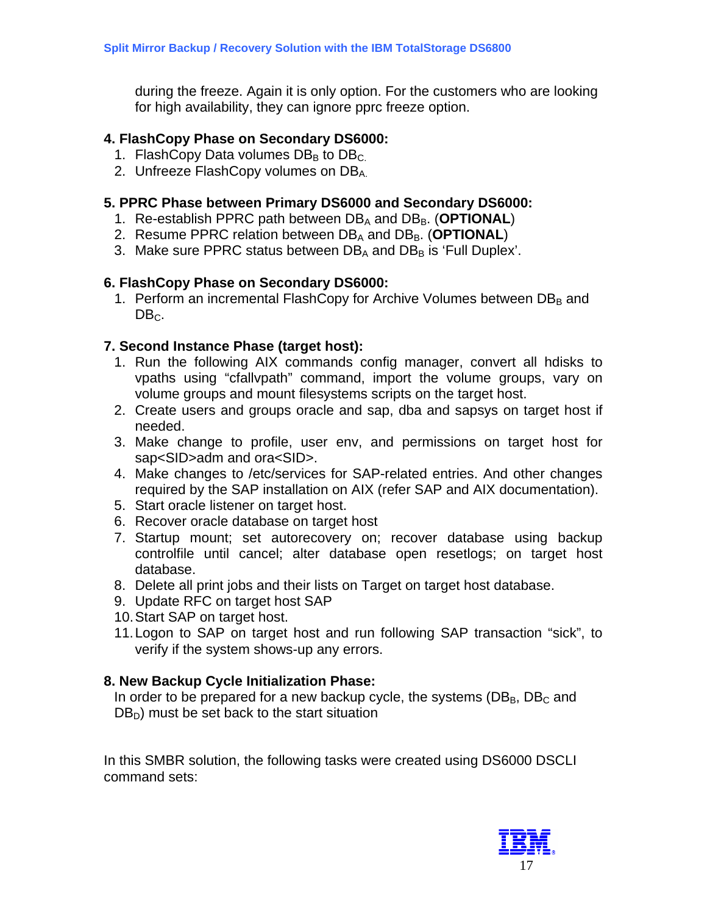during the freeze. Again it is only option. For the customers who are looking for high availability, they can ignore pprc freeze option.

**4. FlashCopy Phase on Secondary DS6000:**

1. FlashCopy Data volumes $DB_B$ to $DB_C$.
2. Unfreeze FlashCopy volumes on $DB_A$.

**5. PPRC Phase between Primary DS6000 and Secondary DS6000:**

1. Re-establish PPRC path between $DB_A$ and $DB_B$. (**OPTIONAL**)
2. Resume PPRC relation between $DB_A$ and $DB_B$. (**OPTIONAL**)
3. Make sure PPRC status between $DB_A$ and $DB_B$ is 'Full Duplex'.

**6. FlashCopy Phase on Secondary DS6000:**

1. Perform an incremental FlashCopy for Archive Volumes between $DB_B$ and $DB_C$.

**7. Second Instance Phase (target host):**

1. Run the following AIX commands config manager, convert all hdisks to vpaths using "cfallvpath" command, import the volume groups, vary on volume groups and mount filesystems scripts on the target host.
2. Create users and groups oracle and sap, dba and sapsys on target host if needed.
3. Make change to profile, user env, and permissions on target host for sap<SID>adm and ora<SID>.
4. Make changes to /etc/services for SAP-related entries. And other changes required by the SAP installation on AIX (refer SAP and AIX documentation).
5. Start oracle listener on target host.
6. Recover oracle database on target host
7. Startup mount; set autorecovery on; recover database using backup controlfile until cancel; alter database open resetlogs; on target host database.
8. Delete all print jobs and their lists on Target on target host database.
9. Update RFC on target host SAP
10. Start SAP on target host.
11. Logon to SAP on target host and run following SAP transaction "sick", to verify if the system shows-up any errors.

**8. New Backup Cycle Initialization Phase:**

In order to be prepared for a new backup cycle, the systems ($DB_B$, $DB_C$ and $DB_D$) must be set back to the start situation

In this SMBR solution, the following tasks were created using DS6000 DSCLI command sets: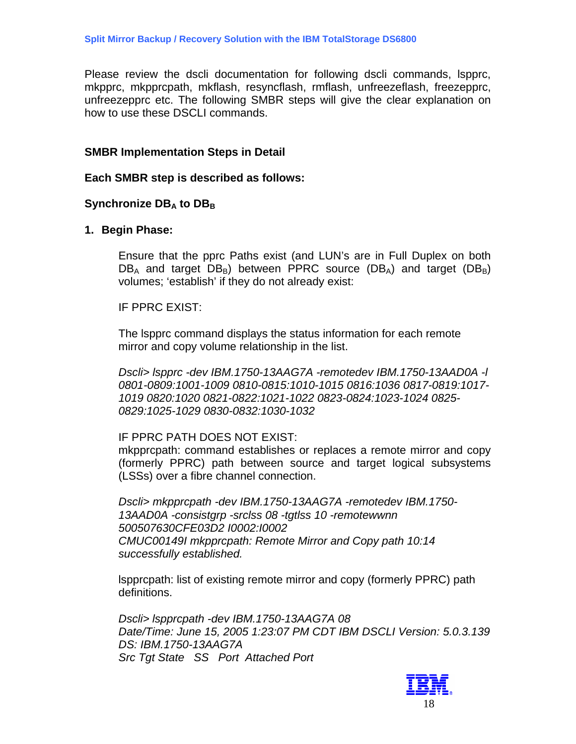Please review the dscli documentation for following dscli commands, lspprc, mkpprc, mkpprcpath, mkflash, resyncflash, rmflash, unfreezeflash, freezepprc, unfreezepprc etc. The following SMBR steps will give the clear explanation on how to use these DSCLI commands.

## SMBR Implementation Steps in Detail

### Each SMBR step is described as follows:

### Synchronize $DB_A$ to $DB_B$

1. **Begin Phase:**

   Ensure that the pprc Paths exist (and LUN's are in Full Duplex on both $DB_A$ and target $DB_B$) between PPRC source ($DB_A$) and target ($DB_B$) volumes; 'establish' if they do not already exist:

   IF PPRC EXIST:

   The lspprc command displays the status information for each remote mirror and copy volume relationship in the list.

   *Dscli> lspprc -dev IBM.1750-13AAG7A -remotedev IBM.1750-13AAD0A -l 0801-0809:1001-1009 0810-0815:1010-1015 0816:1036 0817-0819:1017-1019 0820:1020 0821-0822:1021-1022 0823-0824:1023-1024 0825-0829:1025-1029 0830-0832:1030-1032*

   IF PPRC PATH DOES NOT EXIST:
   mkpprcpath: command establishes or replaces a remote mirror and copy (formerly PPRC) path between source and target logical subsystems (LSSs) over a fibre channel connection.

   *Dscli> mkpprcpath -dev IBM.1750-13AAG7A -remotedev IBM.1750-13AAD0A -consistgrp -srclss 08 -tgtlss 10 -remotewwnn 500507630CFE03D2 I0002:I0002*
   *CMUC00149I mkpprcpath: Remote Mirror and Copy path 10:14 successfully established.*

   lspprcpath: list of existing remote mirror and copy (formerly PPRC) path definitions.

   *Dscli> lspprcpath -dev IBM.1750-13AAG7A 08*
   *Date/Time: June 15, 2005 1:23:07 PM CDT IBM DSCLI Version: 5.0.3.139*
   *DS: IBM.1750-13AAG7A*
   *Src Tgt State SS Port Attached Port*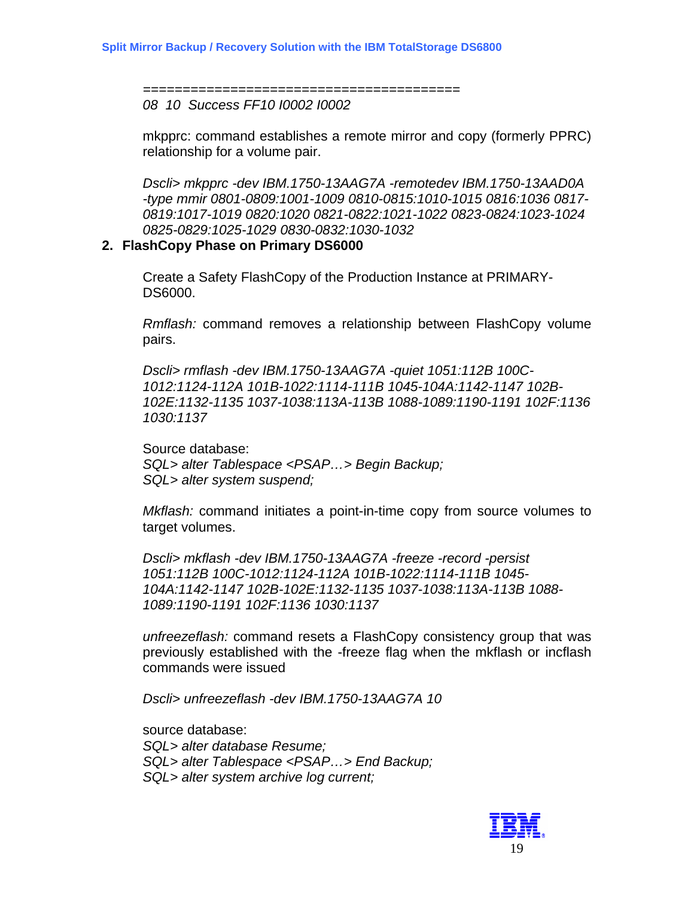=======================================
*08 10 Success FF10 I0002 I0002*

mkpprc: command establishes a remote mirror and copy (formerly PPRC) relationship for a volume pair.

*Dscli> mkpprc -dev IBM.1750-13AAG7A -remotedev IBM.1750-13AAD0A -type mmir 0801-0809:1001-1009 0810-0815:1010-1015 0816:1036 0817-0819:1017-1019 0820:1020 0821-0822:1021-1022 0823-0824:1023-1024 0825-0829:1025-1029 0830-0832:1030-1032*

**2. FlashCopy Phase on Primary DS6000**

Create a Safety FlashCopy of the Production Instance at PRIMARY-DS6000.

*Rmflash:* command removes a relationship between FlashCopy volume pairs.

*Dscli> rmflash -dev IBM.1750-13AAG7A -quiet 1051:112B 100C-1012:1124-112A 101B-1022:1114-111B 1045-104A:1142-1147 102B-102E:1132-1135 1037-1038:113A-113B 1088-1089:1190-1191 102F:1136 1030:1137*

Source database:
*SQL> alter Tablespace <PSAP…> Begin Backup;*
*SQL> alter system suspend;*

*Mkflash:* command initiates a point-in-time copy from source volumes to target volumes.

*Dscli> mkflash -dev IBM.1750-13AAG7A -freeze -record -persist 1051:112B 100C-1012:1124-112A 101B-1022:1114-111B 1045-104A:1142-1147 102B-102E:1132-1135 1037-1038:113A-113B 1088-1089:1190-1191 102F:1136 1030:1137*

*unfreezeflash:* command resets a FlashCopy consistency group that was previously established with the -freeze flag when the mkflash or incflash commands were issued

*Dscli> unfreezeflash -dev IBM.1750-13AAG7A 10*

source database:
*SQL> alter database Resume;*
*SQL> alter Tablespace <PSAP…> End Backup;*
*SQL> alter system archive log current;*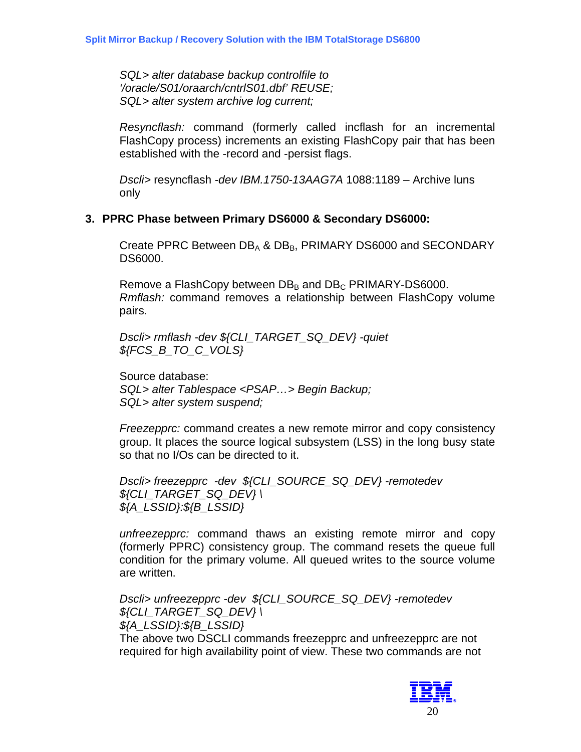*SQL> alter database backup controlfile to '/oracle/S01/oraarch/cntrlS01.dbf' REUSE;*
*SQL> alter system archive log current;*

*Resyncflash:* command (formerly called incflash for an incremental FlashCopy process) increments an existing FlashCopy pair that has been established with the -record and -persist flags.

*Dscli>* resyncflash *-dev IBM.1750-13AAG7A* 1088:1189 – Archive luns only

### 3. PPRC Phase between Primary DS6000 & Secondary DS6000:

Create PPRC Between $DB_A$ & $DB_B$, PRIMARY DS6000 and SECONDARY DS6000.

Remove a FlashCopy between $DB_B$ and $DB_C$ PRIMARY-DS6000.
*Rmflash:* command removes a relationship between FlashCopy volume pairs.

*Dscli> rmflash -dev ${CLI_TARGET_SQ_DEV} -quiet ${FCS_B_TO_C_VOLS}*

Source database:
*SQL> alter Tablespace <PSAP…> Begin Backup;*
*SQL> alter system suspend;*

*Freezepprc:* command creates a new remote mirror and copy consistency group. It places the source logical subsystem (LSS) in the long busy state so that no I/Os can be directed to it.

*Dscli> freezepprc -dev ${CLI_SOURCE_SQ_DEV} -remotedev ${CLI_TARGET_SQ_DEV} \*
*${A_LSSID}:${B_LSSID}*

*unfreezepprc:* command thaws an existing remote mirror and copy (formerly PPRC) consistency group. The command resets the queue full condition for the primary volume. All queued writes to the source volume are written.

*Dscli> unfreezepprc -dev ${CLI_SOURCE_SQ_DEV} -remotedev ${CLI_TARGET_SQ_DEV} \*
*${A_LSSID}:${B_LSSID}*
The above two DSCLI commands freezepprc and unfreezepprc are not required for high availability point of view. These two commands are not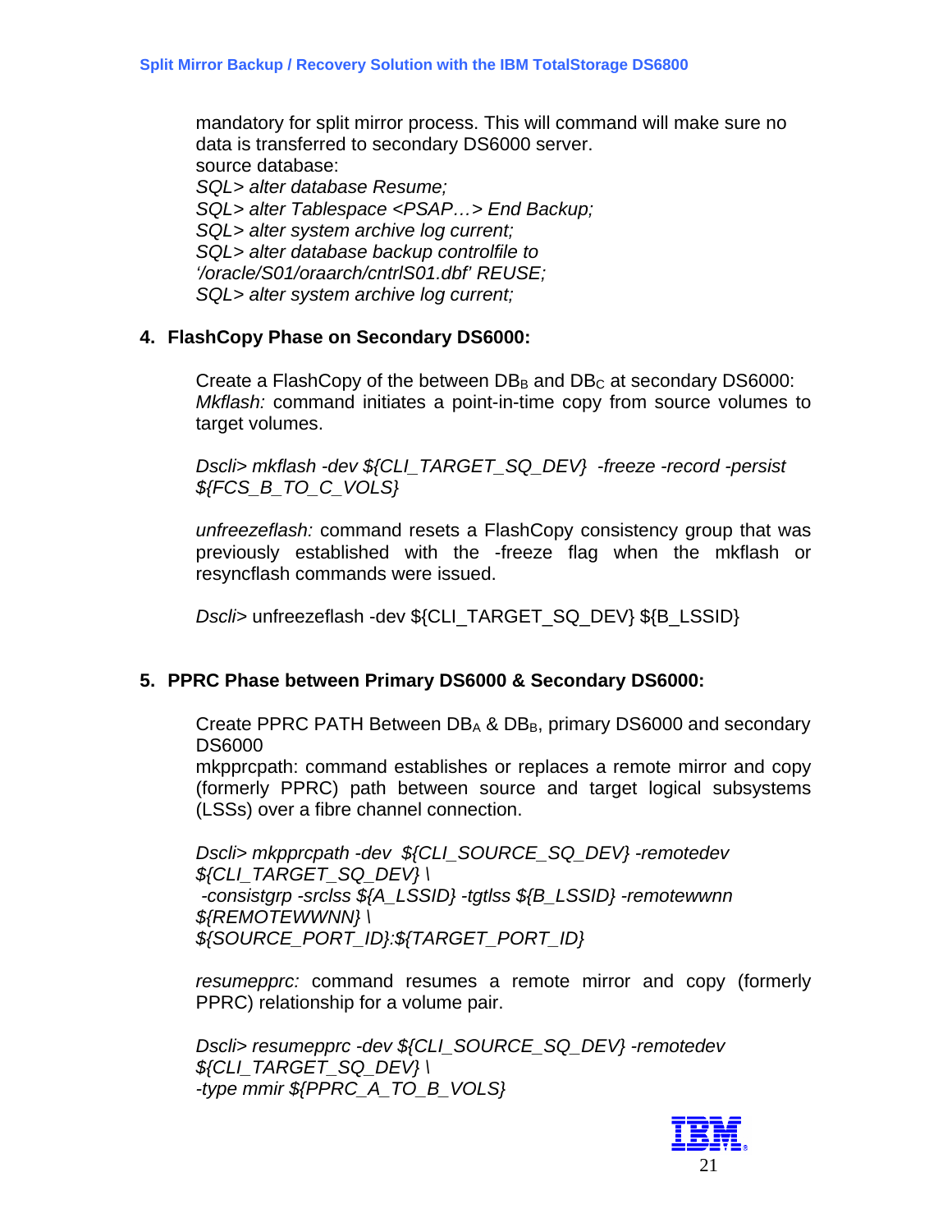mandatory for split mirror process. This will command will make sure no data is transferred to secondary DS6000 server.
source database:
*SQL> alter database Resume;*
*SQL> alter Tablespace <PSAP…> End Backup;*
*SQL> alter system archive log current;*
*SQL> alter database backup controlfile to '/oracle/S01/oraarch/cntrlS01.dbf' REUSE;*
*SQL> alter system archive log current;*

**4. FlashCopy Phase on Secondary DS6000:**

Create a FlashCopy of the between $DB_B$ and $DB_C$ at secondary DS6000:
*Mkflash:* command initiates a point-in-time copy from source volumes to target volumes.

*Dscli> mkflash -dev ${CLI_TARGET_SQ_DEV} -freeze -record -persist ${FCS_B_TO_C_VOLS}*

*unfreezeflash:* command resets a FlashCopy consistency group that was previously established with the -freeze flag when the mkflash or resyncflash commands were issued.

*Dscli>* unfreezeflash -dev ${CLI_TARGET_SQ_DEV} ${B_LSSID}

**5. PPRC Phase between Primary DS6000 & Secondary DS6000:**

Create PPRC PATH Between $DB_A$ & $DB_B$, primary DS6000 and secondary DS6000
mkpprcpath: command establishes or replaces a remote mirror and copy (formerly PPRC) path between source and target logical subsystems (LSSs) over a fibre channel connection.

*Dscli> mkpprcpath -dev ${CLI_SOURCE_SQ_DEV} -remotedev ${CLI_TARGET_SQ_DEV} \*
*-consistgrp -srclss ${A_LSSID} -tgtlss ${B_LSSID} -remotewwnn ${REMOTEWWNN} \*
*${SOURCE_PORT_ID}:${TARGET_PORT_ID}*

*resumepprc:* command resumes a remote mirror and copy (formerly PPRC) relationship for a volume pair.

*Dscli> resumepprc -dev ${CLI_SOURCE_SQ_DEV} -remotedev ${CLI_TARGET_SQ_DEV} \*
*-type mmir ${PPRC_A_TO_B_VOLS}*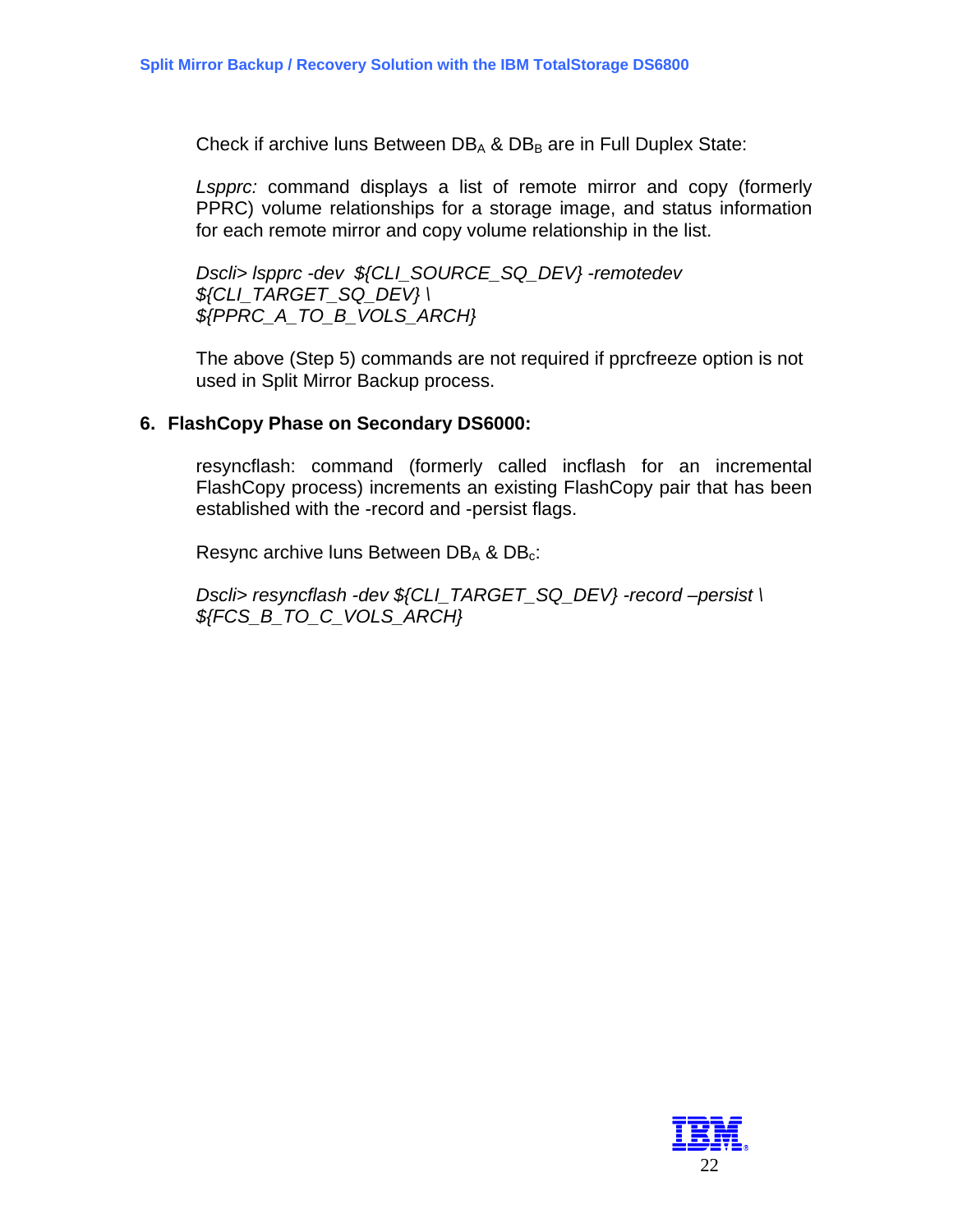Check if archive luns Between $DB_A$ & $DB_B$ are in Full Duplex State:

*Lspprc:* command displays a list of remote mirror and copy (formerly PPRC) volume relationships for a storage image, and status information for each remote mirror and copy volume relationship in the list.

*Dscli> lspprc -dev ${CLI_SOURCE_SQ_DEV} -remotedev ${CLI_TARGET_SQ_DEV} \ ${PPRC_A_TO_B_VOLS_ARCH}*

The above (Step 5) commands are not required if pprcfreeze option is not used in Split Mirror Backup process.

## 6. FlashCopy Phase on Secondary DS6000:

resyncflash: command (formerly called incflash for an incremental FlashCopy process) increments an existing FlashCopy pair that has been established with the -record and -persist flags.

Resync archive luns Between $DB_A$ & $DB_c$:

*Dscli> resyncflash -dev ${CLI_TARGET_SQ_DEV} -record –persist \ ${FCS_B_TO_C_VOLS_ARCH}*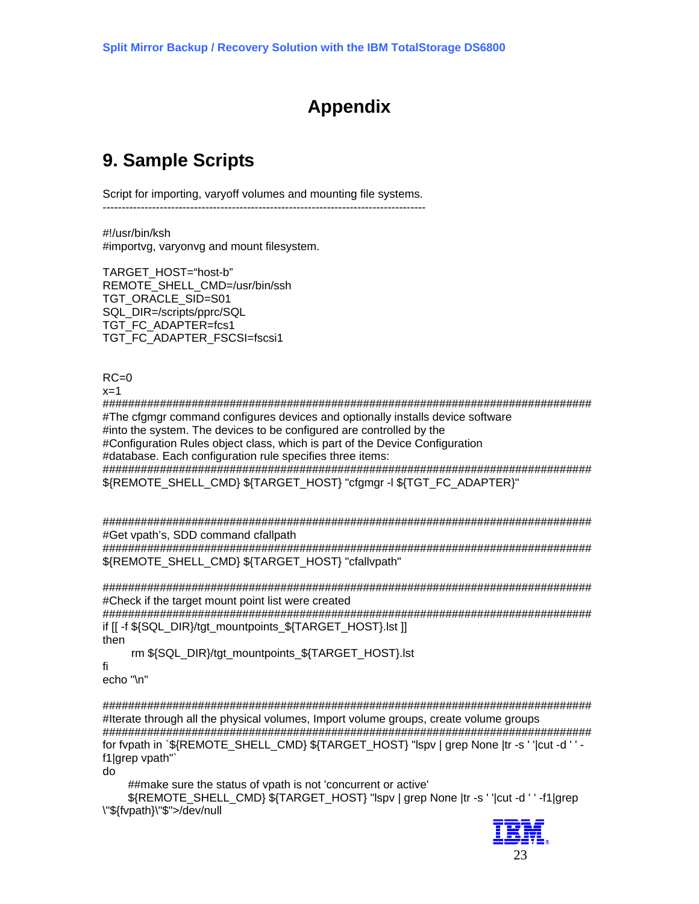# Appendix

## 9. Sample Scripts

Script for importing, varyoff volumes and mounting file systems.

-----------------------------------------------------------------------------------

```
#!/usr/bin/ksh
#importvg, varyonvg and mount filesystem.

TARGET_HOST="host-b"
REMOTE_SHELL_CMD=/usr/bin/ssh
TGT_ORACLE_SID=S01
SQL_DIR=/scripts/pprc/SQL
TGT_FC_ADAPTER=fcs1
TGT_FC_ADAPTER_FSCSI=fscsi1


RC=0
x=1
##################################################################################
#The cfgmgr command configures devices and optionally installs device software
#into the system. The devices to be configured are controlled by the
#Configuration Rules object class, which is part of the Device Configuration
#database. Each configuration rule specifies three items:
##################################################################################
${REMOTE_SHELL_CMD} ${TARGET_HOST} "cfgmgr -l ${TGT_FC_ADAPTER}"


##################################################################################
#Get vpath's, SDD command cfallpath
##################################################################################
${REMOTE_SHELL_CMD} ${TARGET_HOST} "cfallvpath"

##################################################################################
#Check if the target mount point list were created
##################################################################################
if [[ -f ${SQL_DIR}/tgt_mountpoints_${TARGET_HOST}.lst ]]
then
        rm ${SQL_DIR}/tgt_mountpoints_${TARGET_HOST}.lst
fi
echo "\n"

##################################################################################
#Iterate through all the physical volumes, Import volume groups, create volume groups
##################################################################################
for fvpath in `${REMOTE_SHELL_CMD} ${TARGET_HOST} "lspv | grep None |tr -s ' '|cut -d ' ' -
f1|grep vpath"`
do
       ##make sure the status of vpath is not 'concurrent or active'
       ${REMOTE_SHELL_CMD} ${TARGET_HOST} "lspv | grep None |tr -s ' '|cut -d ' ' -f1|grep
\"${fvpath}\"$">/dev/null
```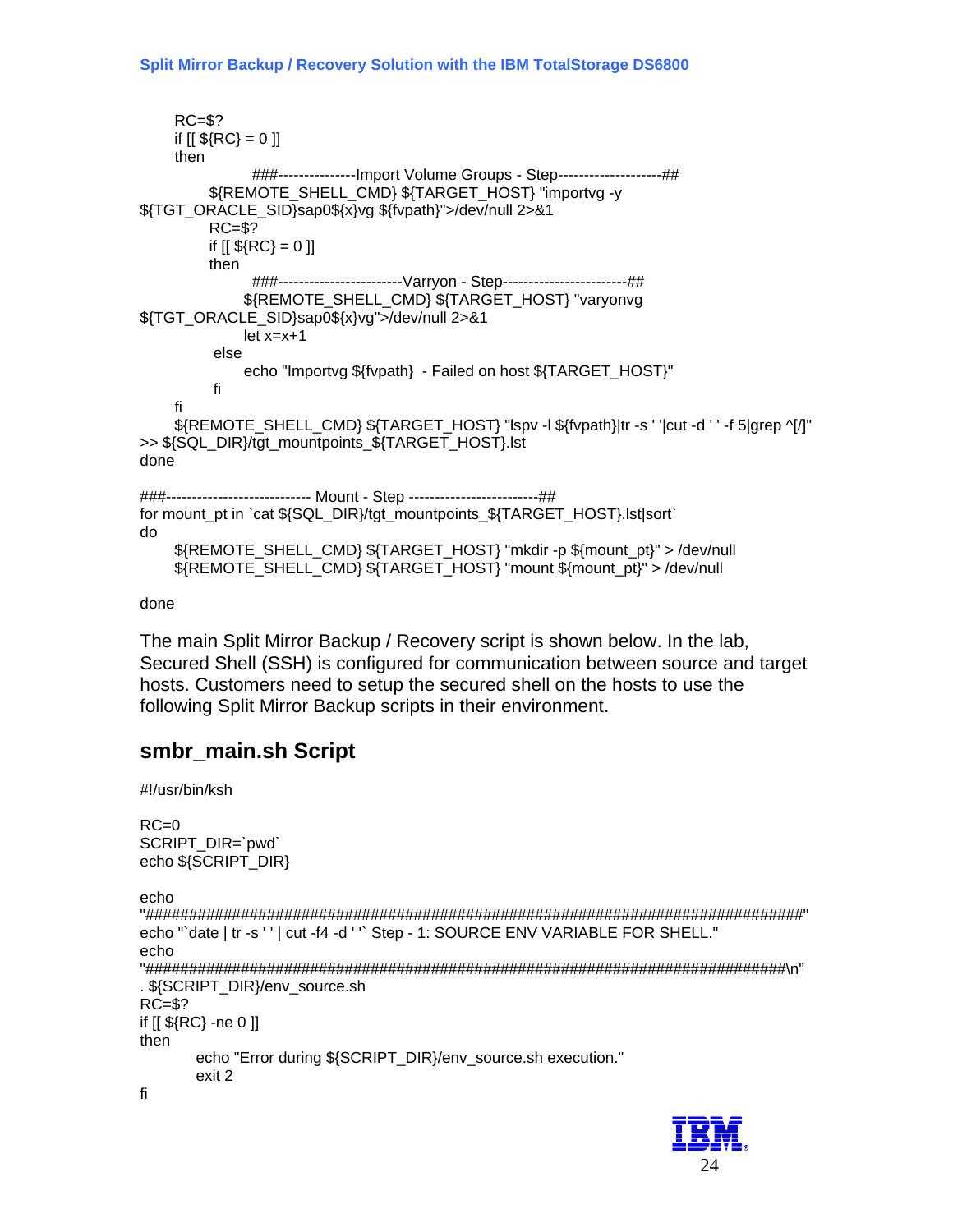```
    RC=$?
    if [[ ${RC} = 0 ]]
    then
            ###---------------Import Volume Groups - Step--------------------##
        ${REMOTE_SHELL_CMD} ${TARGET_HOST} "importvg -y
${TGT_ORACLE_SID}sap0${x}vg ${fvpath}">/dev/null 2>&1
        RC=$?
        if [[ ${RC} = 0 ]]
        then
            ###------------------------Varryon - Step------------------------##
            ${REMOTE_SHELL_CMD} ${TARGET_HOST} "varyonvg
${TGT_ORACLE_SID}sap0${x}vg">/dev/null 2>&1
            let x=x+1
        else
            echo "Importvg ${fvpath}  - Failed on host ${TARGET_HOST}"
        fi
    fi
    ${REMOTE_SHELL_CMD} ${TARGET_HOST} "lspv -l ${fvpath}|tr -s ' '|cut -d ' ' -f 5|grep ^[/]"
>> ${SQL_DIR}/tgt_mountpoints_${TARGET_HOST}.lst
done

###---------------------------- Mount - Step -------------------------##
for mount_pt in `cat ${SQL_DIR}/tgt_mountpoints_${TARGET_HOST}.lst|sort`
do
    ${REMOTE_SHELL_CMD} ${TARGET_HOST} "mkdir -p ${mount_pt}" > /dev/null
    ${REMOTE_SHELL_CMD} ${TARGET_HOST} "mount ${mount_pt}" > /dev/null

done
```

The main Split Mirror Backup / Recovery script is shown below. In the lab, Secured Shell (SSH) is configured for communication between source and target hosts. Customers need to setup the secured shell on the hosts to use the following Split Mirror Backup scripts in their environment.

## smbr_main.sh Script

```
#!/usr/bin/ksh

RC=0
SCRIPT_DIR=`pwd`
echo ${SCRIPT_DIR}

echo
"####################################################################################"
echo "`date | tr -s ' ' | cut -f4 -d ' '` Step - 1: SOURCE ENV VARIABLE FOR SHELL."
echo
"##################################################################################\n"
. ${SCRIPT_DIR}/env_source.sh
RC=$?
if [[ ${RC} -ne 0 ]]
then
        echo "Error during ${SCRIPT_DIR}/env_source.sh execution."
        exit 2
fi
```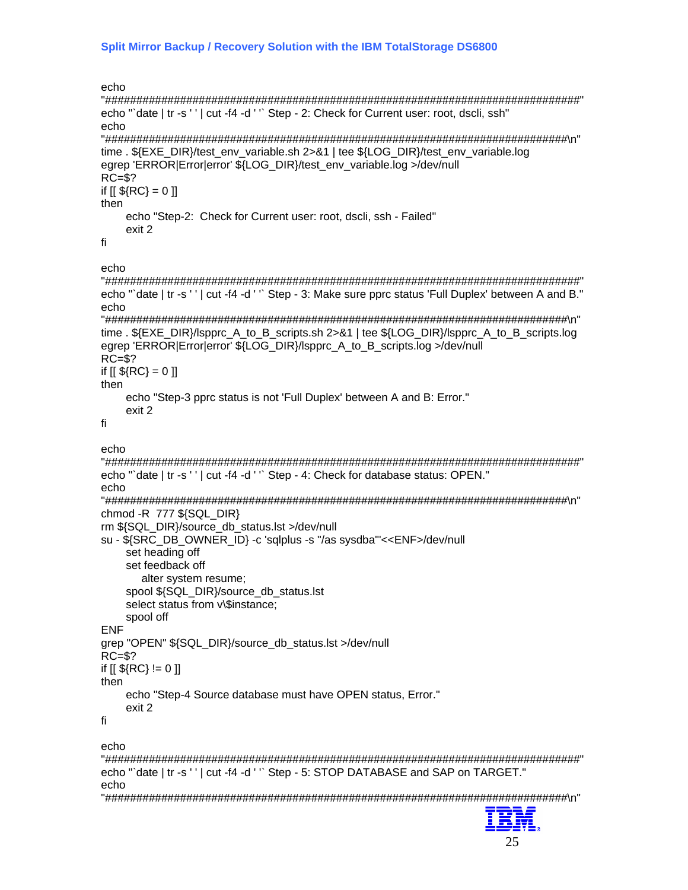```
echo
"##################################################################################"
echo "`date | tr -s ' ' | cut -f4 -d ' '` Step - 2: Check for Current user: root, dscli, ssh"
echo
"################################################################################\n"
time . ${EXE_DIR}/test_env_variable.sh 2>&1 | tee ${LOG_DIR}/test_env_variable.log
egrep 'ERROR|Error|error' ${LOG_DIR}/test_env_variable.log >/dev/null
RC=$?
if [[ ${RC} = 0 ]]
then
      echo "Step-2:  Check for Current user: root, dscli, ssh - Failed"
      exit 2
fi

echo
"##################################################################################"
echo "`date | tr -s ' ' | cut -f4 -d ' '` Step - 3: Make sure pprc status 'Full Duplex' between A and B."
echo
"################################################################################\n"
time . ${EXE_DIR}/lspprc_A_to_B_scripts.sh 2>&1 | tee ${LOG_DIR}/lspprc_A_to_B_scripts.log
egrep 'ERROR|Error|error' ${LOG_DIR}/lspprc_A_to_B_scripts.log >/dev/null
RC=$?
if [[ ${RC} = 0 ]]
then
      echo "Step-3 pprc status is not 'Full Duplex' between A and B: Error."
      exit 2
fi

echo
"##################################################################################"
echo "`date | tr -s ' ' | cut -f4 -d ' '` Step - 4: Check for database status: OPEN."
echo
"################################################################################\n"
chmod -R  777 ${SQL_DIR}
rm ${SQL_DIR}/source_db_status.lst >/dev/null
su - ${SRC_DB_OWNER_ID} -c 'sqlplus -s "/as sysdba"'<<ENF>/dev/null
      set heading off
      set feedback off
          alter system resume;
      spool ${SQL_DIR}/source_db_status.lst
      select status from v\$instance;
      spool off
ENF
grep "OPEN" ${SQL_DIR}/source_db_status.lst >/dev/null
RC=$?
if [[ ${RC} != 0 ]]
then
      echo "Step-4 Source database must have OPEN status, Error."
      exit 2
fi

echo
"##################################################################################"
echo "`date | tr -s ' ' | cut -f4 -d ' '` Step - 5: STOP DATABASE and SAP on TARGET."
echo
"################################################################################\n"
```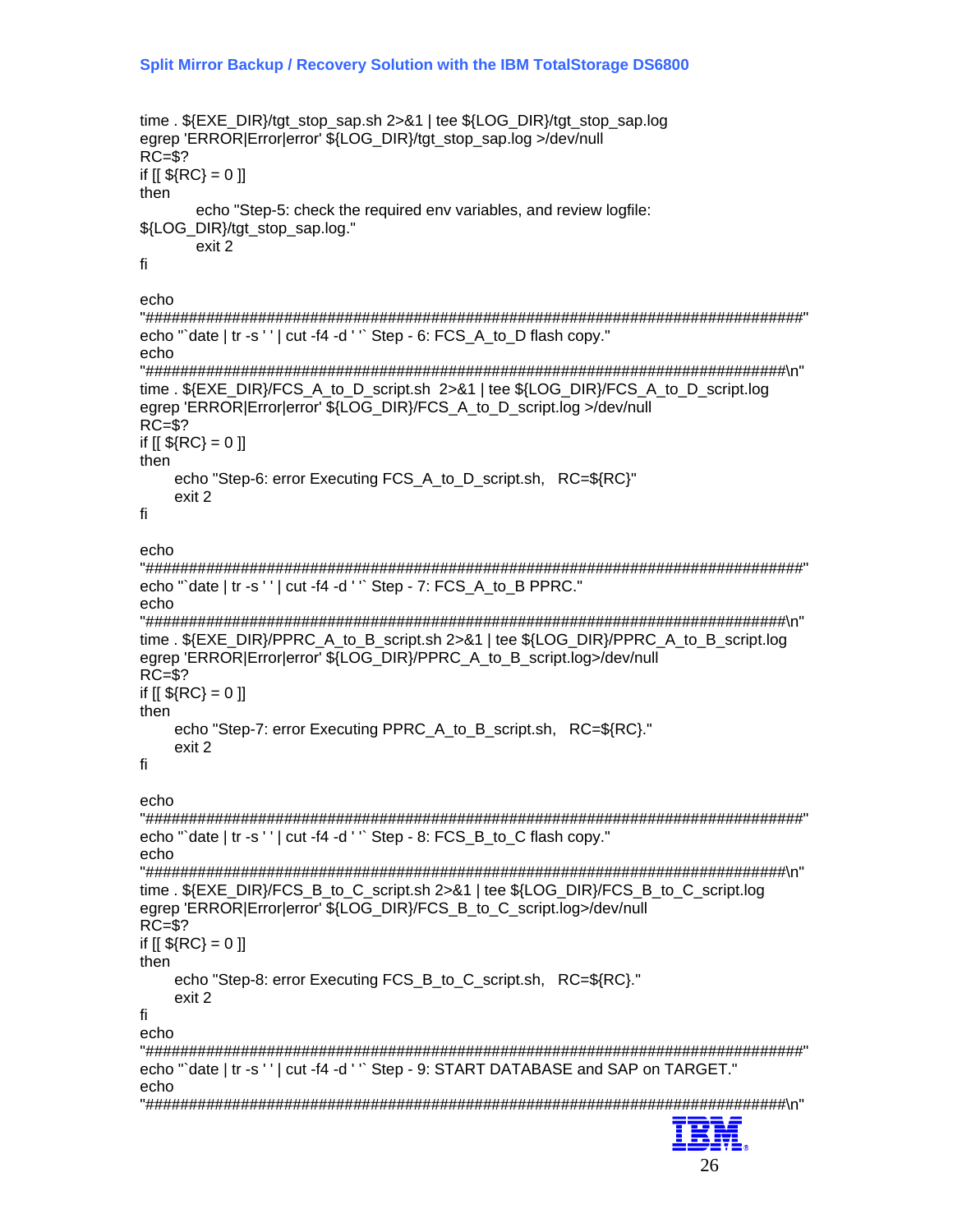```
time . ${EXE_DIR}/tgt_stop_sap.sh 2>&1 | tee ${LOG_DIR}/tgt_stop_sap.log
egrep 'ERROR|Error|error' ${LOG_DIR}/tgt_stop_sap.log >/dev/null
RC=$?
if [[ ${RC} = 0 ]]
then
        echo "Step-5: check the required env variables, and review logfile:
${LOG_DIR}/tgt_stop_sap.log."
        exit 2
fi

echo
"###############################################################################"
echo "`date | tr -s ' ' | cut -f4 -d ' '` Step - 6: FCS_A_to_D flash copy."
echo
"#############################################################################\n"
time . ${EXE_DIR}/FCS_A_to_D_script.sh  2>&1 | tee ${LOG_DIR}/FCS_A_to_D_script.log
egrep 'ERROR|Error|error' ${LOG_DIR}/FCS_A_to_D_script.log >/dev/null
RC=$?
if [[ ${RC} = 0 ]]
then
      echo "Step-6: error Executing FCS_A_to_D_script.sh,   RC=${RC}"
      exit 2
fi

echo
"###############################################################################"
echo "`date | tr -s ' ' | cut -f4 -d ' '` Step - 7: FCS_A_to_B PPRC."
echo
"#############################################################################\n"
time . ${EXE_DIR}/PPRC_A_to_B_script.sh 2>&1 | tee ${LOG_DIR}/PPRC_A_to_B_script.log
egrep 'ERROR|Error|error' ${LOG_DIR}/PPRC_A_to_B_script.log>/dev/null
RC=$?
if [[ ${RC} = 0 ]]
then
      echo "Step-7: error Executing PPRC_A_to_B_script.sh,   RC=${RC}."
      exit 2
fi

echo
"###############################################################################"
echo "`date | tr -s ' ' | cut -f4 -d ' '` Step - 8: FCS_B_to_C flash copy."
echo
"#############################################################################\n"
time . ${EXE_DIR}/FCS_B_to_C_script.sh 2>&1 | tee ${LOG_DIR}/FCS_B_to_C_script.log
egrep 'ERROR|Error|error' ${LOG_DIR}/FCS_B_to_C_script.log>/dev/null
RC=$?
if [[ ${RC} = 0 ]]
then
      echo "Step-8: error Executing FCS_B_to_C_script.sh,   RC=${RC}."
      exit 2
fi
echo
"###############################################################################"
echo "`date | tr -s ' ' | cut -f4 -d ' '` Step - 9: START DATABASE and SAP on TARGET."
echo
"#############################################################################\n"
```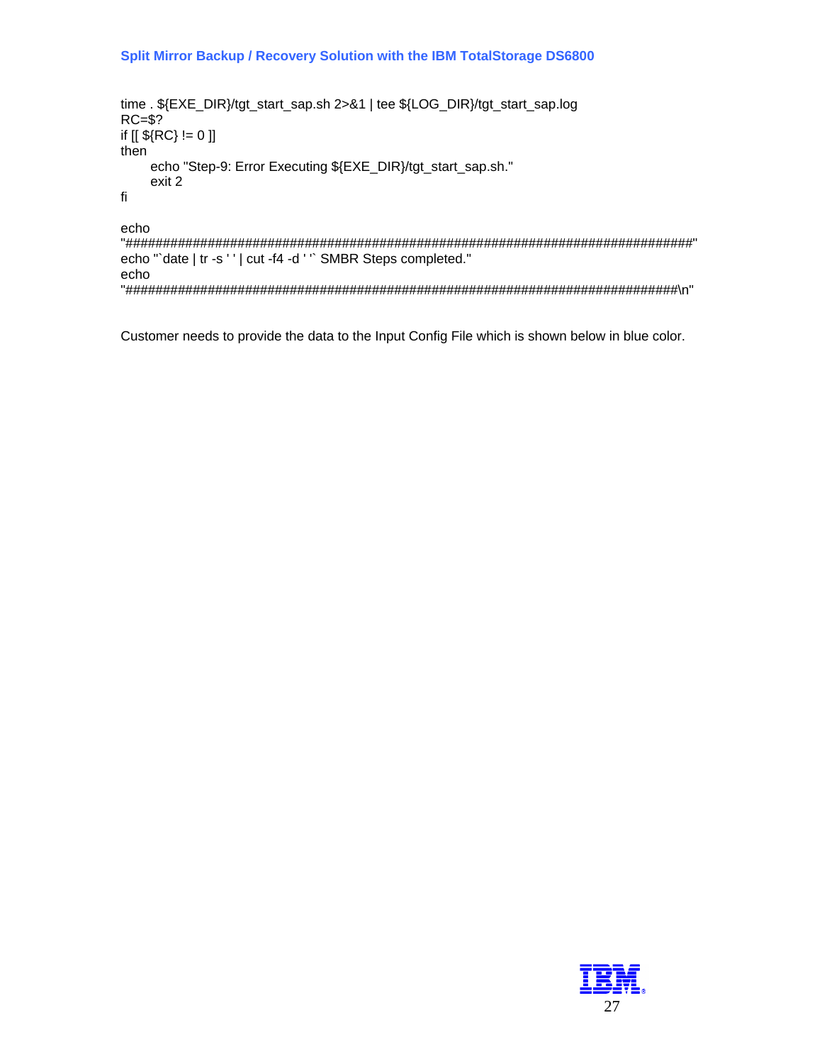```
time . ${EXE_DIR}/tgt_start_sap.sh 2>&1 | tee ${LOG_DIR}/tgt_start_sap.log
RC=$?
if [[ ${RC} != 0 ]]
then
      echo "Step-9: Error Executing ${EXE_DIR}/tgt_start_sap.sh."
      exit 2
fi

echo
"################################################################################"
echo "`date | tr -s ' ' | cut -f4 -d ' '` SMBR Steps completed."
echo
"################################################################################\n"
```

Customer needs to provide the data to the Input Config File which is shown below in blue color.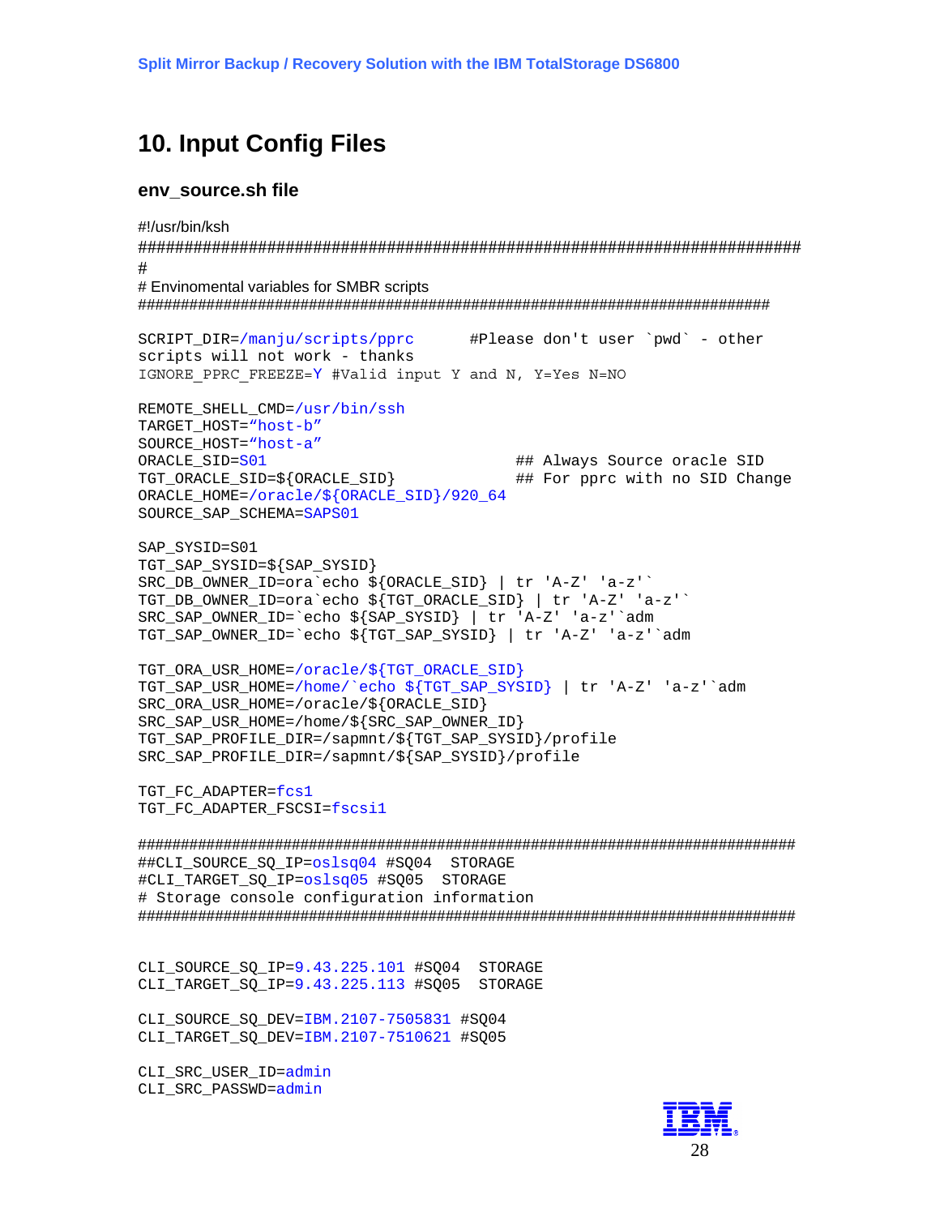# 10. Input Config Files

## env_source.sh file

```
#!/usr/bin/ksh
############################################################################
#
# Envinomental variables for SMBR scripts
############################################################################

SCRIPT_DIR=/manju/scripts/pprc      #Please don't user `pwd` - other
scripts will not work - thanks
IGNORE_PPRC_FREEZE=Y #Valid input Y and N, Y=Yes N=NO

REMOTE_SHELL_CMD=/usr/bin/ssh
TARGET_HOST="host-b"
SOURCE_HOST="host-a"
ORACLE_SID=S01                          ## Always Source oracle SID
TGT_ORACLE_SID=${ORACLE_SID}            ## For pprc with no SID Change
ORACLE_HOME=/oracle/${ORACLE_SID}/920_64
SOURCE_SAP_SCHEMA=SAPS01

SAP_SYSID=S01
TGT_SAP_SYSID=${SAP_SYSID}
SRC_DB_OWNER_ID=ora`echo ${ORACLE_SID} | tr 'A-Z' 'a-z'`
TGT_DB_OWNER_ID=ora`echo ${TGT_ORACLE_SID} | tr 'A-Z' 'a-z'`
SRC_SAP_OWNER_ID=`echo ${SAP_SYSID} | tr 'A-Z' 'a-z'`adm
TGT_SAP_OWNER_ID=`echo ${TGT_SAP_SYSID} | tr 'A-Z' 'a-z'`adm

TGT_ORA_USR_HOME=/oracle/${TGT_ORACLE_SID}
TGT_SAP_USR_HOME=/home/`echo ${TGT_SAP_SYSID} | tr 'A-Z' 'a-z'`adm
SRC_ORA_USR_HOME=/oracle/${ORACLE_SID}
SRC_SAP_USR_HOME=/home/${SRC_SAP_OWNER_ID}
TGT_SAP_PROFILE_DIR=/sapmnt/${TGT_SAP_SYSID}/profile
SRC_SAP_PROFILE_DIR=/sapmnt/${SAP_SYSID}/profile

TGT_FC_ADAPTER=fcs1
TGT_FC_ADAPTER_FSCSI=fscsi1

############################################################################
##CLI_SOURCE_SQ_IP=oslsq04 #SQ04  STORAGE
#CLI_TARGET_SQ_IP=oslsq05 #SQ05  STORAGE
# Storage console configuration information
############################################################################


CLI_SOURCE_SQ_IP=9.43.225.101 #SQ04  STORAGE
CLI_TARGET_SQ_IP=9.43.225.113 #SQ05  STORAGE

CLI_SOURCE_SQ_DEV=IBM.2107-7505831 #SQ04
CLI_TARGET_SQ_DEV=IBM.2107-7510621 #SQ05

CLI_SRC_USER_ID=admin
CLI_SRC_PASSWD=admin
```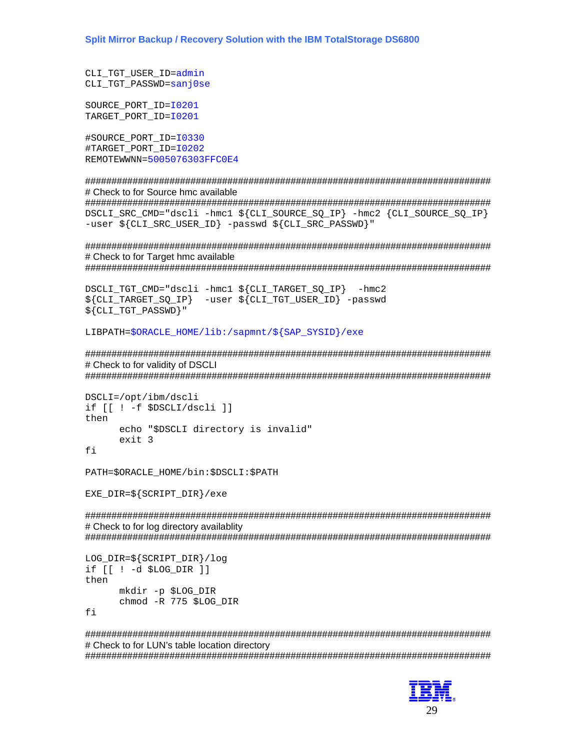```
CLI_TGT_USER_ID=admin
CLI_TGT_PASSWD=sanj0se

SOURCE_PORT_ID=I0201
TARGET_PORT_ID=I0201

#SOURCE_PORT_ID=I0330
#TARGET_PORT_ID=I0202
REMOTEWWNN=5005076303FFC0E4

################################################################################
# Check to for Source hmc available
################################################################################
DSCLI_SRC_CMD="dscli -hmc1 ${CLI_SOURCE_SQ_IP} -hmc2 {CLI_SOURCE_SQ_IP}
-user ${CLI_SRC_USER_ID} -passwd ${CLI_SRC_PASSWD}"

################################################################################
# Check to for Target hmc available
################################################################################

DSCLI_TGT_CMD="dscli -hmc1 ${CLI_TARGET_SQ_IP}  -hmc2
${CLI_TARGET_SQ_IP}  -user ${CLI_TGT_USER_ID} -passwd
${CLI_TGT_PASSWD}"

LIBPATH=$ORACLE_HOME/lib:/sapmnt/${SAP_SYSID}/exe

################################################################################
# Check to for validity of DSCLI
################################################################################

DSCLI=/opt/ibm/dscli
if [[ ! -f $DSCLI/dscli ]]
then
      echo "$DSCLI directory is invalid"
      exit 3
fi

PATH=$ORACLE_HOME/bin:$DSCLI:$PATH

EXE_DIR=${SCRIPT_DIR}/exe

################################################################################
# Check to for log directory availablity
################################################################################

LOG_DIR=${SCRIPT_DIR}/log
if [[ ! -d $LOG_DIR ]]
then
      mkdir -p $LOG_DIR
      chmod -R 775 $LOG_DIR
fi

################################################################################
# Check to for LUN's table location directory
################################################################################
```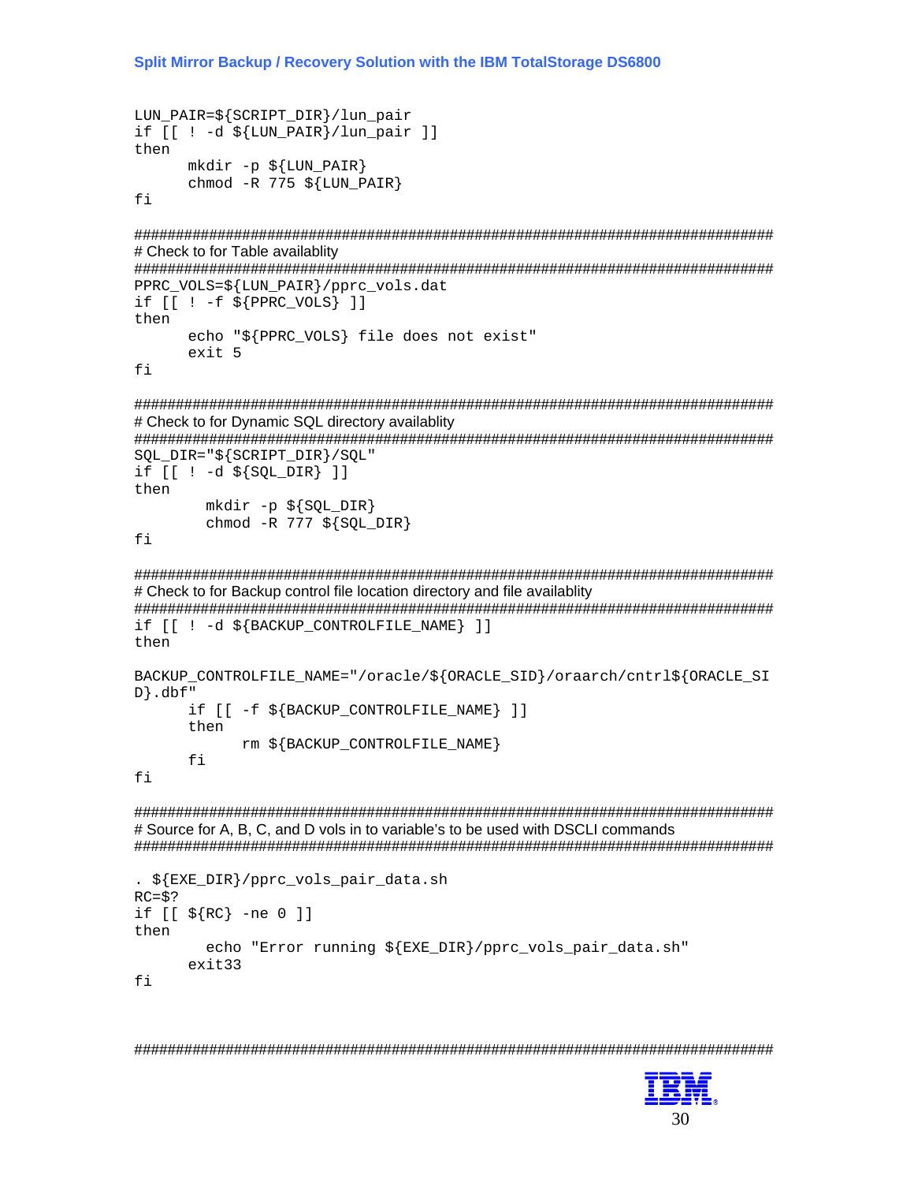```
LUN_PAIR=${SCRIPT_DIR}/lun_pair
if [[ ! -d ${LUN_PAIR}/lun_pair ]]
then
      mkdir -p ${LUN_PAIR}
      chmod -R 775 ${LUN_PAIR}
fi

#####################################################################################
# Check to for Table availablity
#####################################################################################
PPRC_VOLS=${LUN_PAIR}/pprc_vols.dat
if [[ ! -f ${PPRC_VOLS} ]]
then
      echo "${PPRC_VOLS} file does not exist"
      exit 5
fi

#####################################################################################
# Check to for Dynamic SQL directory availablity
#####################################################################################
SQL_DIR="${SCRIPT_DIR}/SQL"
if [[ ! -d ${SQL_DIR} ]]
then
        mkdir -p ${SQL_DIR}
        chmod -R 777 ${SQL_DIR}
fi

#####################################################################################
# Check to for Backup control file location directory and file availablity
#####################################################################################
if [[ ! -d ${BACKUP_CONTROLFILE_NAME} ]]
then

BACKUP_CONTROLFILE_NAME="/oracle/${ORACLE_SID}/oraarch/cntrl${ORACLE_SI
D}.dbf"
      if [[ -f ${BACKUP_CONTROLFILE_NAME} ]]
      then
            rm ${BACKUP_CONTROLFILE_NAME}
      fi
fi

#####################################################################################
# Source for A, B, C, and D vols in to variable's to be used with DSCLI commands
#####################################################################################

. ${EXE_DIR}/pprc_vols_pair_data.sh
RC=$?
if [[ ${RC} -ne 0 ]]
then
        echo "Error running ${EXE_DIR}/pprc_vols_pair_data.sh"
      exit33
fi


#####################################################################################
```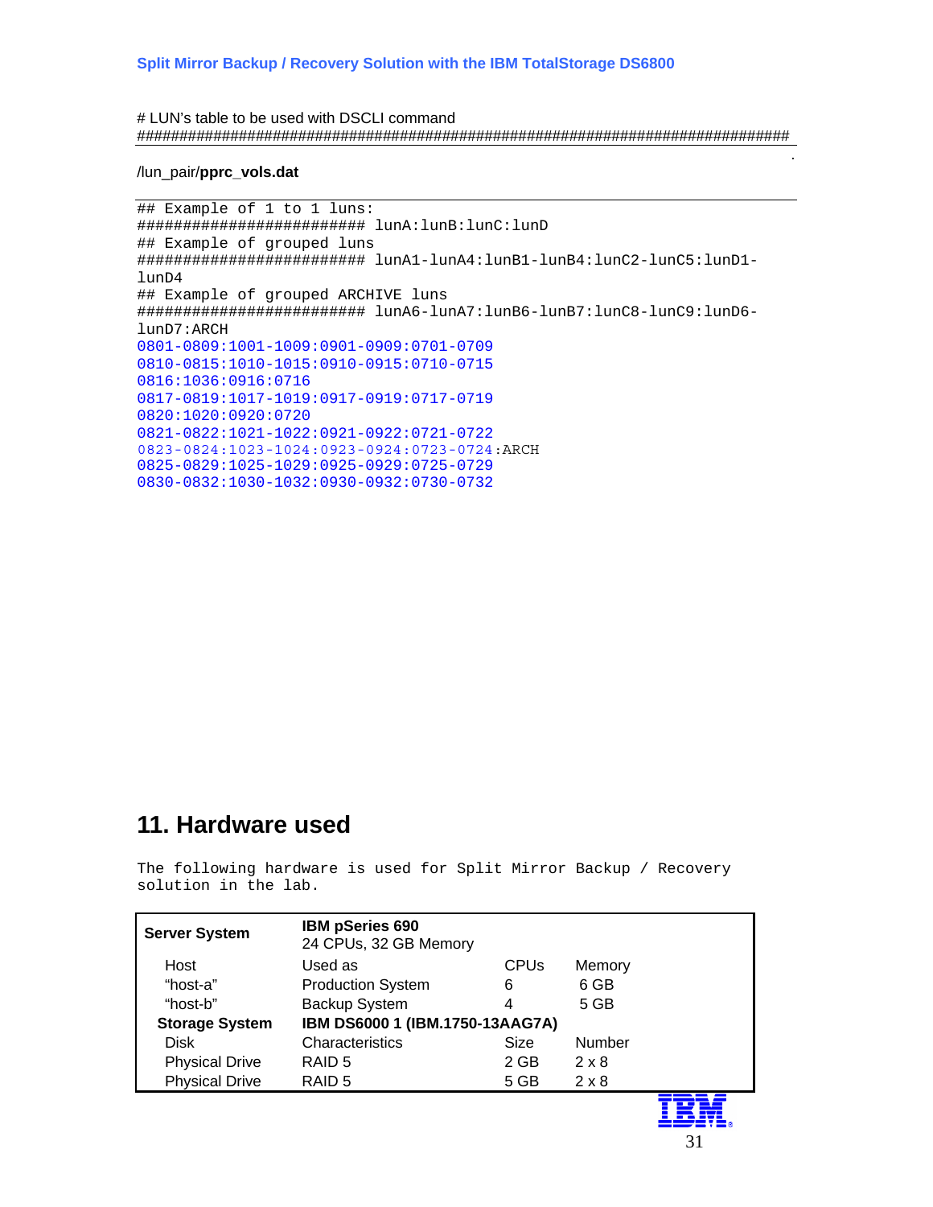# LUN's table to be used with DSCLI command
################################################################################

/lun_pair/**pprc_vols.dat**

```
## Example of 1 to 1 luns:
######################### lunA:lunB:lunC:lunD
## Example of grouped luns
######################### lunA1-lunA4:lunB1-lunB4:lunC2-lunC5:lunD1-
lunD4
## Example of grouped ARCHIVE luns
######################### lunA6-lunA7:lunB6-lunB7:lunC8-lunC9:lunD6-
lunD7:ARCH
0801-0809:1001-1009:0901-0909:0701-0709
0810-0815:1010-1015:0910-0915:0710-0715
0816:1036:0916:0716
0817-0819:1017-1019:0917-0919:0717-0719
0820:1020:0920:0720
0821-0822:1021-1022:0921-0922:0721-0722
0823-0824:1023-1024:0923-0924:0723-0724:ARCH
0825-0829:1025-1029:0925-0929:0725-0729
0830-0832:1030-1032:0930-0932:0730-0732
```

## 11. Hardware used

The following hardware is used for Split Mirror Backup / Recovery solution in the lab.

| **Server System** | **IBM pSeries 690** 24 CPUs, 32 GB Memory | | |
|---|---|---|---|
| Host | Used as | CPUs | Memory |
| "host-a" | Production System | 6 | 6 GB |
| "host-b" | Backup System | 4 | 5 GB |
| **Storage System** | **IBM DS6000 1 (IBM.1750-13AAG7A)** | | |
| Disk | Characteristics | Size | Number |
| Physical Drive | RAID 5 | 2 GB | 2 x 8 |
| Physical Drive | RAID 5 | 5 GB | 2 x 8 |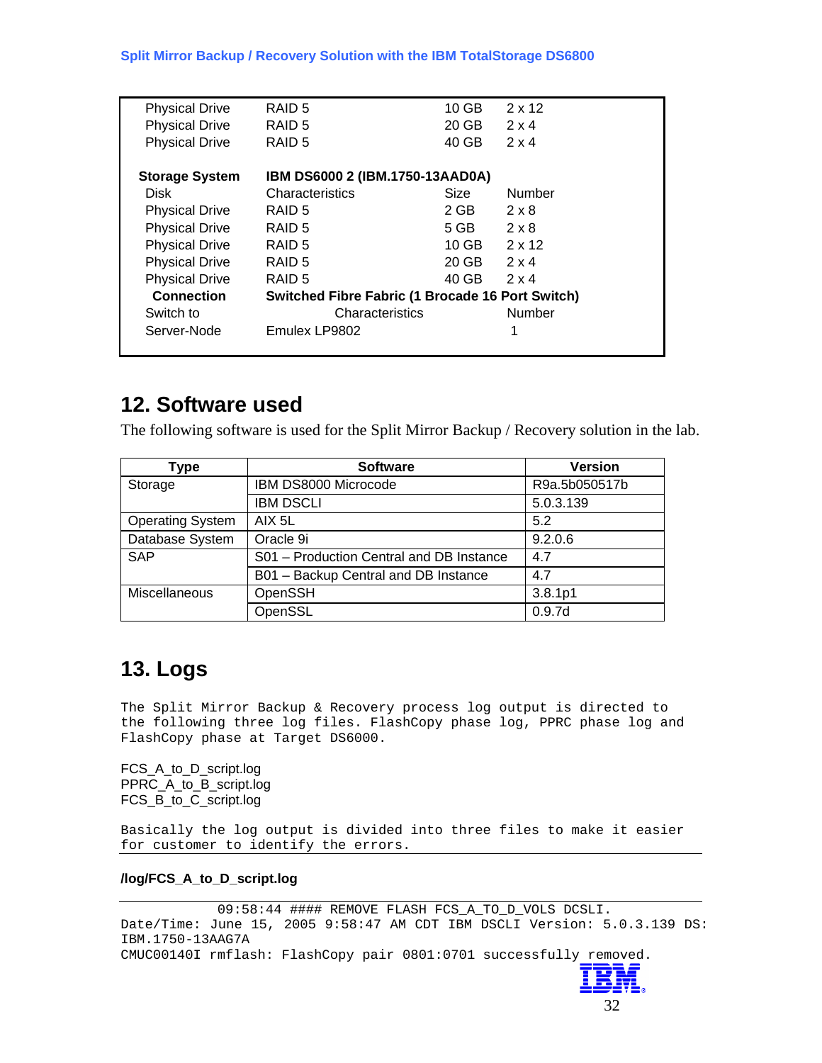| | | | |
|---|---|---|---|
| Physical Drive | RAID 5 | 10 GB | 2 x 12 |
| Physical Drive | RAID 5 | 20 GB | 2 x 4 |
| Physical Drive | RAID 5 | 40 GB | 2 x 4 |
| | | | |
| **Storage System** | **IBM DS6000 2 (IBM.1750-13AAD0A)** | | |
| Disk | Characteristics | Size | Number |
| Physical Drive | RAID 5 | 2 GB | 2 x 8 |
| Physical Drive | RAID 5 | 5 GB | 2 x 8 |
| Physical Drive | RAID 5 | 10 GB | 2 x 12 |
| Physical Drive | RAID 5 | 20 GB | 2 x 4 |
| Physical Drive | RAID 5 | 40 GB | 2 x 4 |
| **Connection** | **Switched Fibre Fabric (1 Brocade 16 Port Switch)** | | |
| Switch to | Characteristics | | Number |
| Server-Node | Emulex LP9802 | | 1 |

## 12. Software used

The following software is used for the Split Mirror Backup / Recovery solution in the lab.

| Type | Software | Version |
|---|---|---|
| Storage | IBM DS8000 Microcode | R9a.5b050517b |
| | IBM DSCLI | 5.0.3.139 |
| Operating System | AIX 5L | 5.2 |
| Database System | Oracle 9i | 9.2.0.6 |
| SAP | S01 – Production Central and DB Instance | 4.7 |
| | B01 – Backup Central and DB Instance | 4.7 |
| Miscellaneous | OpenSSH | 3.8.1p1 |
| | OpenSSL | 0.9.7d |

## 13. Logs

The Split Mirror Backup & Recovery process log output is directed to the following three log files. FlashCopy phase log, PPRC phase log and FlashCopy phase at Target DS6000.

FCS_A_to_D_script.log
PPRC_A_to_B_script.log
FCS_B_to_C_script.log

Basically the log output is divided into three files to make it easier for customer to identify the errors.

**/log/FCS_A_to_D_script.log**

```
             09:58:44 #### REMOVE FLASH FCS_A_TO_D_VOLS DCSLI.
Date/Time: June 15, 2005 9:58:47 AM CDT IBM DSCLI Version: 5.0.3.139 DS:
IBM.1750-13AAG7A
CMUC00140I rmflash: FlashCopy pair 0801:0701 successfully removed.
```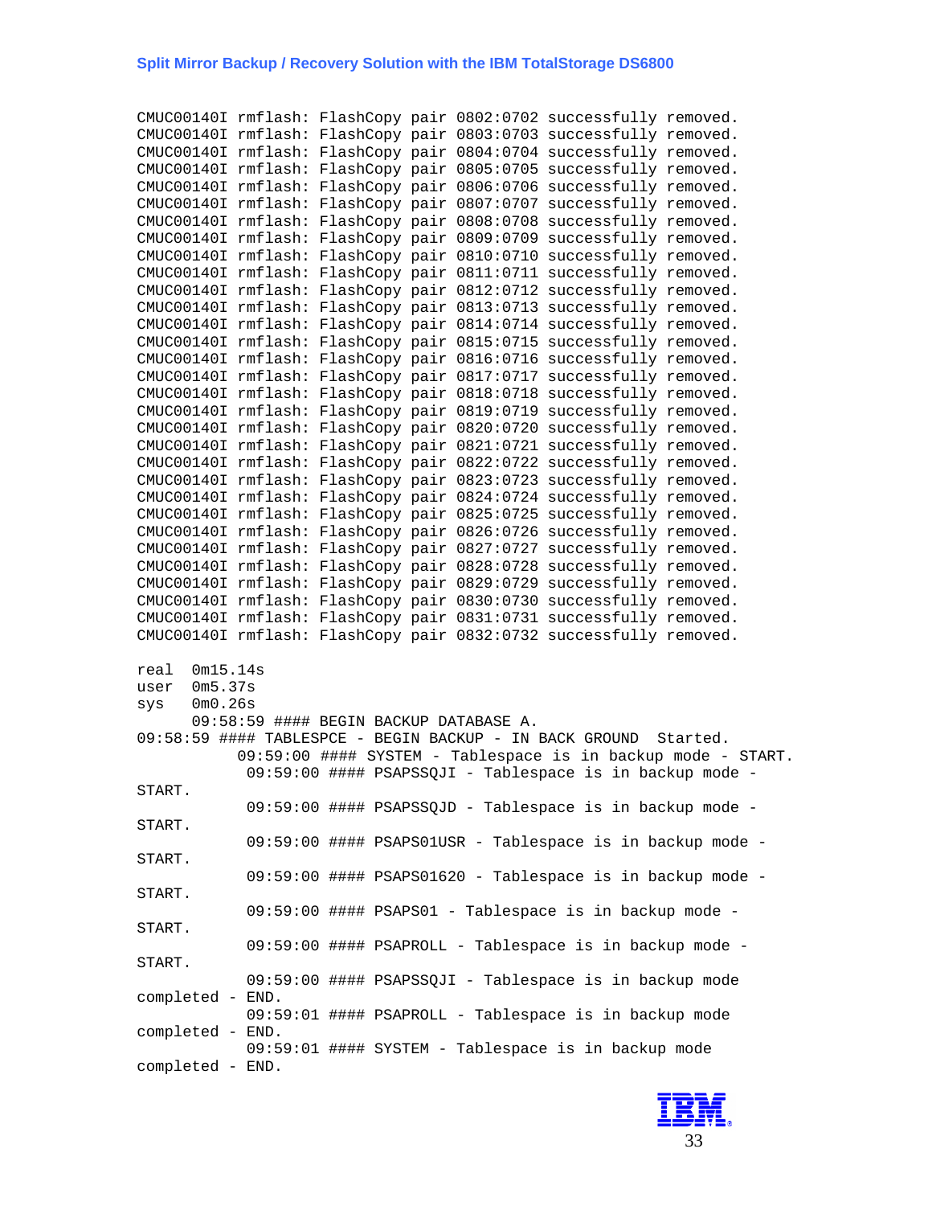```
CMUC00140I rmflash: FlashCopy pair 0802:0702 successfully removed.
CMUC00140I rmflash: FlashCopy pair 0803:0703 successfully removed.
CMUC00140I rmflash: FlashCopy pair 0804:0704 successfully removed.
CMUC00140I rmflash: FlashCopy pair 0805:0705 successfully removed.
CMUC00140I rmflash: FlashCopy pair 0806:0706 successfully removed.
CMUC00140I rmflash: FlashCopy pair 0807:0707 successfully removed.
CMUC00140I rmflash: FlashCopy pair 0808:0708 successfully removed.
CMUC00140I rmflash: FlashCopy pair 0809:0709 successfully removed.
CMUC00140I rmflash: FlashCopy pair 0810:0710 successfully removed.
CMUC00140I rmflash: FlashCopy pair 0811:0711 successfully removed.
CMUC00140I rmflash: FlashCopy pair 0812:0712 successfully removed.
CMUC00140I rmflash: FlashCopy pair 0813:0713 successfully removed.
CMUC00140I rmflash: FlashCopy pair 0814:0714 successfully removed.
CMUC00140I rmflash: FlashCopy pair 0815:0715 successfully removed.
CMUC00140I rmflash: FlashCopy pair 0816:0716 successfully removed.
CMUC00140I rmflash: FlashCopy pair 0817:0717 successfully removed.
CMUC00140I rmflash: FlashCopy pair 0818:0718 successfully removed.
CMUC00140I rmflash: FlashCopy pair 0819:0719 successfully removed.
CMUC00140I rmflash: FlashCopy pair 0820:0720 successfully removed.
CMUC00140I rmflash: FlashCopy pair 0821:0721 successfully removed.
CMUC00140I rmflash: FlashCopy pair 0822:0722 successfully removed.
CMUC00140I rmflash: FlashCopy pair 0823:0723 successfully removed.
CMUC00140I rmflash: FlashCopy pair 0824:0724 successfully removed.
CMUC00140I rmflash: FlashCopy pair 0825:0725 successfully removed.
CMUC00140I rmflash: FlashCopy pair 0826:0726 successfully removed.
CMUC00140I rmflash: FlashCopy pair 0827:0727 successfully removed.
CMUC00140I rmflash: FlashCopy pair 0828:0728 successfully removed.
CMUC00140I rmflash: FlashCopy pair 0829:0729 successfully removed.
CMUC00140I rmflash: FlashCopy pair 0830:0730 successfully removed.
CMUC00140I rmflash: FlashCopy pair 0831:0731 successfully removed.
CMUC00140I rmflash: FlashCopy pair 0832:0732 successfully removed.

real  0m15.14s
user  0m5.37s
sys   0m0.26s
      09:58:59 #### BEGIN BACKUP DATABASE A.
09:58:59 #### TABLESPCE - BEGIN BACKUP - IN BACK GROUND  Started.
           09:59:00 #### SYSTEM - Tablespace is in backup mode - START.
            09:59:00 #### PSAPSSQJI - Tablespace is in backup mode -
START.
            09:59:00 #### PSAPSSQJD - Tablespace is in backup mode -
START.
            09:59:00 #### PSAPS01USR - Tablespace is in backup mode -
START.
            09:59:00 #### PSAPS01620 - Tablespace is in backup mode -
START.
            09:59:00 #### PSAPS01 - Tablespace is in backup mode -
START.
            09:59:00 #### PSAPROLL - Tablespace is in backup mode -
START.
            09:59:00 #### PSAPSSQJI - Tablespace is in backup mode
completed - END.
            09:59:01 #### PSAPROLL - Tablespace is in backup mode
completed - END.
            09:59:01 #### SYSTEM - Tablespace is in backup mode
completed - END.
```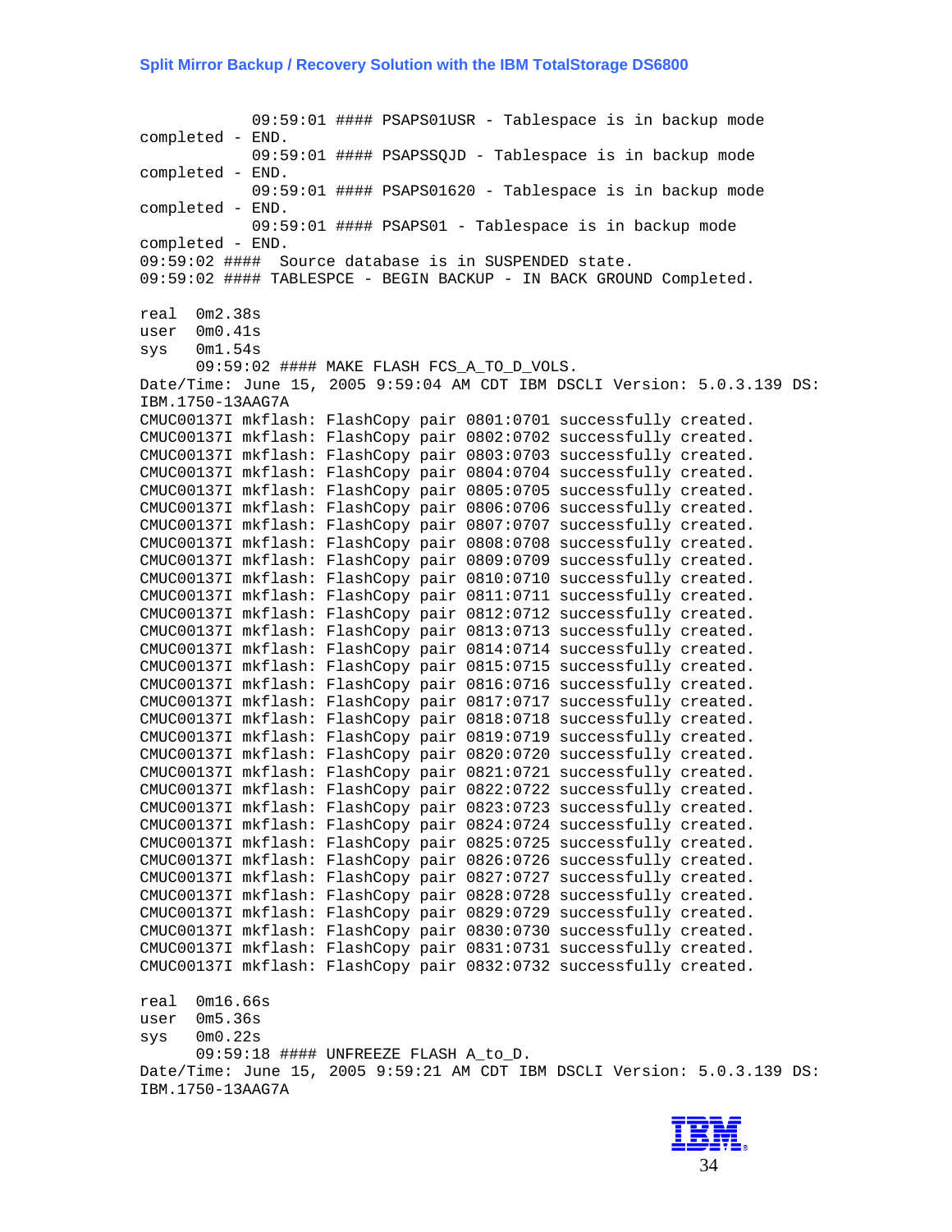```
            09:59:01 #### PSAPS01USR - Tablespace is in backup mode
completed - END.
            09:59:01 #### PSAPSSQJD - Tablespace is in backup mode
completed - END.
            09:59:01 #### PSAPS01620 - Tablespace is in backup mode
completed - END.
            09:59:01 #### PSAPS01 - Tablespace is in backup mode
completed - END.
09:59:02 ####  Source database is in SUSPENDED state.
09:59:02 #### TABLESPCE - BEGIN BACKUP - IN BACK GROUND Completed.

real  0m2.38s
user  0m0.41s
sys   0m1.54s
      09:59:02 #### MAKE FLASH FCS_A_TO_D_VOLS.
Date/Time: June 15, 2005 9:59:04 AM CDT IBM DSCLI Version: 5.0.3.139 DS:
IBM.1750-13AAG7A
CMUC00137I mkflash: FlashCopy pair 0801:0701 successfully created.
CMUC00137I mkflash: FlashCopy pair 0802:0702 successfully created.
CMUC00137I mkflash: FlashCopy pair 0803:0703 successfully created.
CMUC00137I mkflash: FlashCopy pair 0804:0704 successfully created.
CMUC00137I mkflash: FlashCopy pair 0805:0705 successfully created.
CMUC00137I mkflash: FlashCopy pair 0806:0706 successfully created.
CMUC00137I mkflash: FlashCopy pair 0807:0707 successfully created.
CMUC00137I mkflash: FlashCopy pair 0808:0708 successfully created.
CMUC00137I mkflash: FlashCopy pair 0809:0709 successfully created.
CMUC00137I mkflash: FlashCopy pair 0810:0710 successfully created.
CMUC00137I mkflash: FlashCopy pair 0811:0711 successfully created.
CMUC00137I mkflash: FlashCopy pair 0812:0712 successfully created.
CMUC00137I mkflash: FlashCopy pair 0813:0713 successfully created.
CMUC00137I mkflash: FlashCopy pair 0814:0714 successfully created.
CMUC00137I mkflash: FlashCopy pair 0815:0715 successfully created.
CMUC00137I mkflash: FlashCopy pair 0816:0716 successfully created.
CMUC00137I mkflash: FlashCopy pair 0817:0717 successfully created.
CMUC00137I mkflash: FlashCopy pair 0818:0718 successfully created.
CMUC00137I mkflash: FlashCopy pair 0819:0719 successfully created.
CMUC00137I mkflash: FlashCopy pair 0820:0720 successfully created.
CMUC00137I mkflash: FlashCopy pair 0821:0721 successfully created.
CMUC00137I mkflash: FlashCopy pair 0822:0722 successfully created.
CMUC00137I mkflash: FlashCopy pair 0823:0723 successfully created.
CMUC00137I mkflash: FlashCopy pair 0824:0724 successfully created.
CMUC00137I mkflash: FlashCopy pair 0825:0725 successfully created.
CMUC00137I mkflash: FlashCopy pair 0826:0726 successfully created.
CMUC00137I mkflash: FlashCopy pair 0827:0727 successfully created.
CMUC00137I mkflash: FlashCopy pair 0828:0728 successfully created.
CMUC00137I mkflash: FlashCopy pair 0829:0729 successfully created.
CMUC00137I mkflash: FlashCopy pair 0830:0730 successfully created.
CMUC00137I mkflash: FlashCopy pair 0831:0731 successfully created.
CMUC00137I mkflash: FlashCopy pair 0832:0732 successfully created.

real  0m16.66s
user  0m5.36s
sys   0m0.22s
      09:59:18 #### UNFREEZE FLASH A_to_D.
Date/Time: June 15, 2005 9:59:21 AM CDT IBM DSCLI Version: 5.0.3.139 DS:
IBM.1750-13AAG7A
```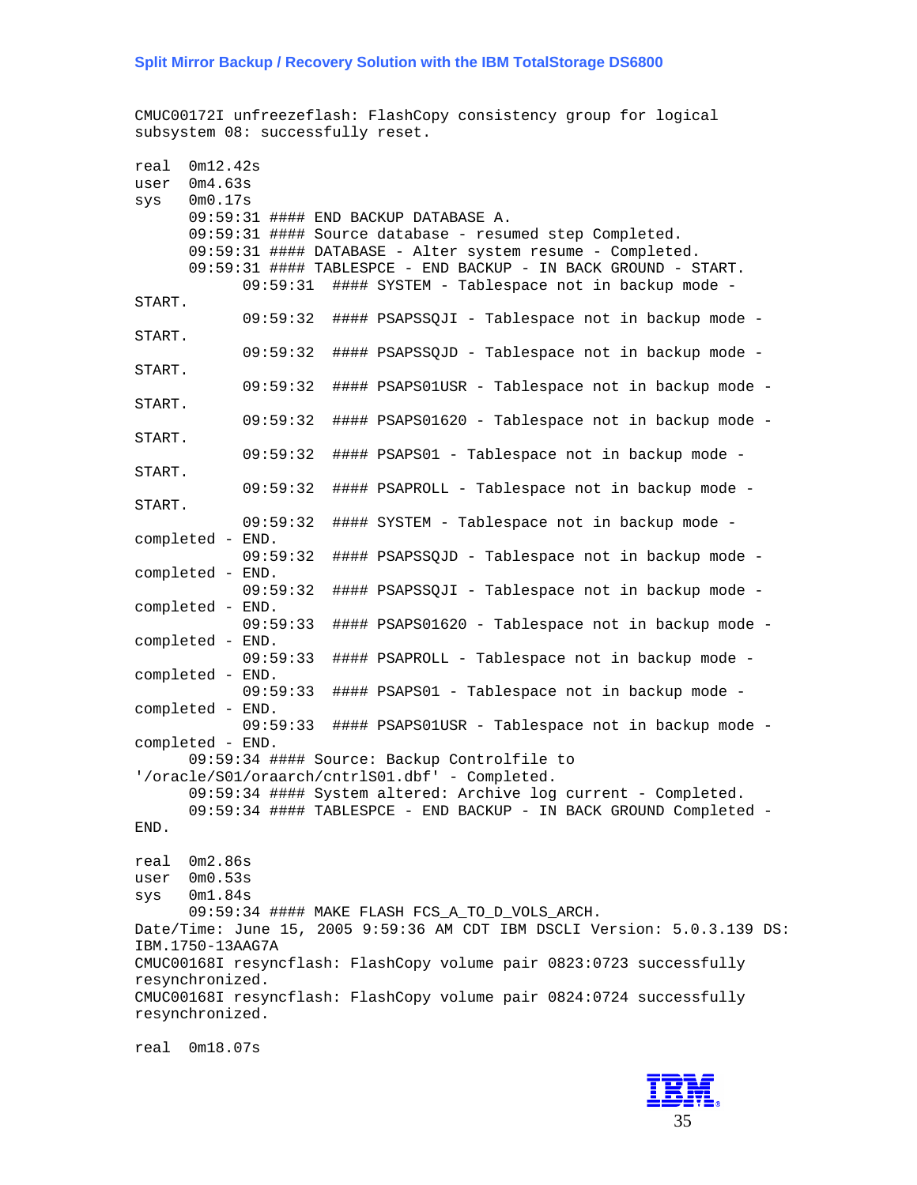```
CMUC00172I unfreezeflash: FlashCopy consistency group for logical
subsystem 08: successfully reset.

real  0m12.42s
user  0m4.63s
sys   0m0.17s
      09:59:31 #### END BACKUP DATABASE A.
      09:59:31 #### Source database - resumed step Completed.
      09:59:31 #### DATABASE - Alter system resume - Completed.
      09:59:31 #### TABLESPCE - END BACKUP - IN BACK GROUND - START.
            09:59:31  #### SYSTEM - Tablespace not in backup mode -
START.
            09:59:32  #### PSAPSSQJI - Tablespace not in backup mode -
START.
            09:59:32  #### PSAPSSQJD - Tablespace not in backup mode -
START.
            09:59:32  #### PSAPS01USR - Tablespace not in backup mode -
START.
            09:59:32  #### PSAPS01620 - Tablespace not in backup mode -
START.
            09:59:32  #### PSAPS01 - Tablespace not in backup mode -
START.
            09:59:32  #### PSAPROLL - Tablespace not in backup mode -
START.
            09:59:32  #### SYSTEM - Tablespace not in backup mode -
completed - END.
            09:59:32  #### PSAPSSQJD - Tablespace not in backup mode -
completed - END.
            09:59:32  #### PSAPSSQJI - Tablespace not in backup mode -
completed - END.
            09:59:33  #### PSAPS01620 - Tablespace not in backup mode -
completed - END.
            09:59:33  #### PSAPROLL - Tablespace not in backup mode -
completed - END.
            09:59:33  #### PSAPS01 - Tablespace not in backup mode -
completed - END.
            09:59:33  #### PSAPS01USR - Tablespace not in backup mode -
completed - END.
      09:59:34 #### Source: Backup Controlfile to
'/oracle/S01/oraarch/cntrlS01.dbf' - Completed.
      09:59:34 #### System altered: Archive log current - Completed.
      09:59:34 #### TABLESPCE - END BACKUP - IN BACK GROUND Completed -
END.

real  0m2.86s
user  0m0.53s
sys   0m1.84s
      09:59:34 #### MAKE FLASH FCS_A_TO_D_VOLS_ARCH.
Date/Time: June 15, 2005 9:59:36 AM CDT IBM DSCLI Version: 5.0.3.139 DS:
IBM.1750-13AAG7A
CMUC00168I resyncflash: FlashCopy volume pair 0823:0723 successfully
resynchronized.
CMUC00168I resyncflash: FlashCopy volume pair 0824:0724 successfully
resynchronized.

real  0m18.07s
```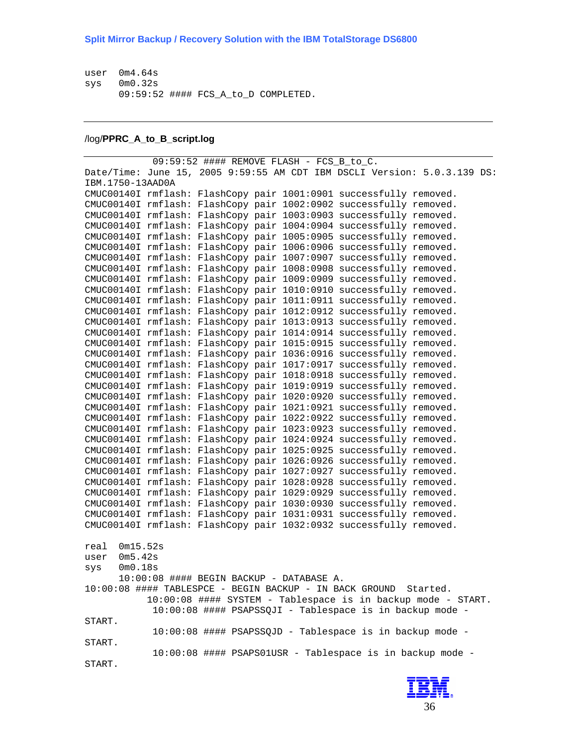```
user   0m4.64s
sys    0m0.32s
       09:59:52 #### FCS_A_to_D COMPLETED.
```

---

/log/**PPRC_A_to_B_script.log**

```
            09:59:52 #### REMOVE FLASH - FCS_B_to_C.
Date/Time: June 15, 2005 9:59:55 AM CDT IBM DSCLI Version: 5.0.3.139 DS:
IBM.1750-13AAD0A
CMUC00140I rmflash: FlashCopy pair 1001:0901 successfully removed.
CMUC00140I rmflash: FlashCopy pair 1002:0902 successfully removed.
CMUC00140I rmflash: FlashCopy pair 1003:0903 successfully removed.
CMUC00140I rmflash: FlashCopy pair 1004:0904 successfully removed.
CMUC00140I rmflash: FlashCopy pair 1005:0905 successfully removed.
CMUC00140I rmflash: FlashCopy pair 1006:0906 successfully removed.
CMUC00140I rmflash: FlashCopy pair 1007:0907 successfully removed.
CMUC00140I rmflash: FlashCopy pair 1008:0908 successfully removed.
CMUC00140I rmflash: FlashCopy pair 1009:0909 successfully removed.
CMUC00140I rmflash: FlashCopy pair 1010:0910 successfully removed.
CMUC00140I rmflash: FlashCopy pair 1011:0911 successfully removed.
CMUC00140I rmflash: FlashCopy pair 1012:0912 successfully removed.
CMUC00140I rmflash: FlashCopy pair 1013:0913 successfully removed.
CMUC00140I rmflash: FlashCopy pair 1014:0914 successfully removed.
CMUC00140I rmflash: FlashCopy pair 1015:0915 successfully removed.
CMUC00140I rmflash: FlashCopy pair 1036:0916 successfully removed.
CMUC00140I rmflash: FlashCopy pair 1017:0917 successfully removed.
CMUC00140I rmflash: FlashCopy pair 1018:0918 successfully removed.
CMUC00140I rmflash: FlashCopy pair 1019:0919 successfully removed.
CMUC00140I rmflash: FlashCopy pair 1020:0920 successfully removed.
CMUC00140I rmflash: FlashCopy pair 1021:0921 successfully removed.
CMUC00140I rmflash: FlashCopy pair 1022:0922 successfully removed.
CMUC00140I rmflash: FlashCopy pair 1023:0923 successfully removed.
CMUC00140I rmflash: FlashCopy pair 1024:0924 successfully removed.
CMUC00140I rmflash: FlashCopy pair 1025:0925 successfully removed.
CMUC00140I rmflash: FlashCopy pair 1026:0926 successfully removed.
CMUC00140I rmflash: FlashCopy pair 1027:0927 successfully removed.
CMUC00140I rmflash: FlashCopy pair 1028:0928 successfully removed.
CMUC00140I rmflash: FlashCopy pair 1029:0929 successfully removed.
CMUC00140I rmflash: FlashCopy pair 1030:0930 successfully removed.
CMUC00140I rmflash: FlashCopy pair 1031:0931 successfully removed.
CMUC00140I rmflash: FlashCopy pair 1032:0932 successfully removed.

real   0m15.52s
user   0m5.42s
sys    0m0.18s
       10:00:08 #### BEGIN BACKUP - DATABASE A.
10:00:08 #### TABLESPCE - BEGIN BACKUP - IN BACK GROUND  Started.
           10:00:08 #### SYSTEM - Tablespace is in backup mode - START.
            10:00:08 #### PSAPSSQJI - Tablespace is in backup mode -
START.
            10:00:08 #### PSAPSSQJD - Tablespace is in backup mode -
START.
            10:00:08 #### PSAPS01USR - Tablespace is in backup mode -
START.
```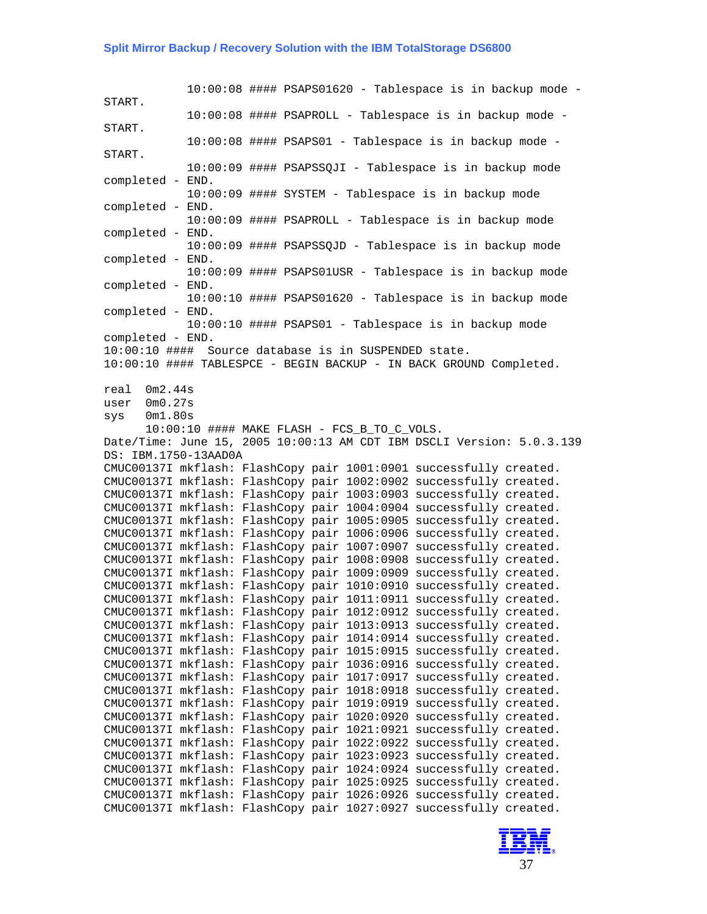```
             10:00:08 #### PSAPS01620 - Tablespace is in backup mode -
START.
             10:00:08 #### PSAPROLL - Tablespace is in backup mode -
START.
             10:00:08 #### PSAPS01 - Tablespace is in backup mode -
START.
             10:00:09 #### PSAPSSQJI - Tablespace is in backup mode
completed - END.
             10:00:09 #### SYSTEM - Tablespace is in backup mode
completed - END.
             10:00:09 #### PSAPROLL - Tablespace is in backup mode
completed - END.
             10:00:09 #### PSAPSSQJD - Tablespace is in backup mode
completed - END.
             10:00:09 #### PSAPS01USR - Tablespace is in backup mode
completed - END.
             10:00:10 #### PSAPS01620 - Tablespace is in backup mode
completed - END.
             10:00:10 #### PSAPS01 - Tablespace is in backup mode
completed - END.
10:00:10 ####  Source database is in SUSPENDED state.
10:00:10 #### TABLESPCE - BEGIN BACKUP - IN BACK GROUND Completed.

real  0m2.44s
user  0m0.27s
sys   0m1.80s
      10:00:10 #### MAKE FLASH - FCS_B_TO_C_VOLS.
Date/Time: June 15, 2005 10:00:13 AM CDT IBM DSCLI Version: 5.0.3.139
DS: IBM.1750-13AAD0A
CMUC00137I mkflash: FlashCopy pair 1001:0901 successfully created.
CMUC00137I mkflash: FlashCopy pair 1002:0902 successfully created.
CMUC00137I mkflash: FlashCopy pair 1003:0903 successfully created.
CMUC00137I mkflash: FlashCopy pair 1004:0904 successfully created.
CMUC00137I mkflash: FlashCopy pair 1005:0905 successfully created.
CMUC00137I mkflash: FlashCopy pair 1006:0906 successfully created.
CMUC00137I mkflash: FlashCopy pair 1007:0907 successfully created.
CMUC00137I mkflash: FlashCopy pair 1008:0908 successfully created.
CMUC00137I mkflash: FlashCopy pair 1009:0909 successfully created.
CMUC00137I mkflash: FlashCopy pair 1010:0910 successfully created.
CMUC00137I mkflash: FlashCopy pair 1011:0911 successfully created.
CMUC00137I mkflash: FlashCopy pair 1012:0912 successfully created.
CMUC00137I mkflash: FlashCopy pair 1013:0913 successfully created.
CMUC00137I mkflash: FlashCopy pair 1014:0914 successfully created.
CMUC00137I mkflash: FlashCopy pair 1015:0915 successfully created.
CMUC00137I mkflash: FlashCopy pair 1036:0916 successfully created.
CMUC00137I mkflash: FlashCopy pair 1017:0917 successfully created.
CMUC00137I mkflash: FlashCopy pair 1018:0918 successfully created.
CMUC00137I mkflash: FlashCopy pair 1019:0919 successfully created.
CMUC00137I mkflash: FlashCopy pair 1020:0920 successfully created.
CMUC00137I mkflash: FlashCopy pair 1021:0921 successfully created.
CMUC00137I mkflash: FlashCopy pair 1022:0922 successfully created.
CMUC00137I mkflash: FlashCopy pair 1023:0923 successfully created.
CMUC00137I mkflash: FlashCopy pair 1024:0924 successfully created.
CMUC00137I mkflash: FlashCopy pair 1025:0925 successfully created.
CMUC00137I mkflash: FlashCopy pair 1026:0926 successfully created.
CMUC00137I mkflash: FlashCopy pair 1027:0927 successfully created.
```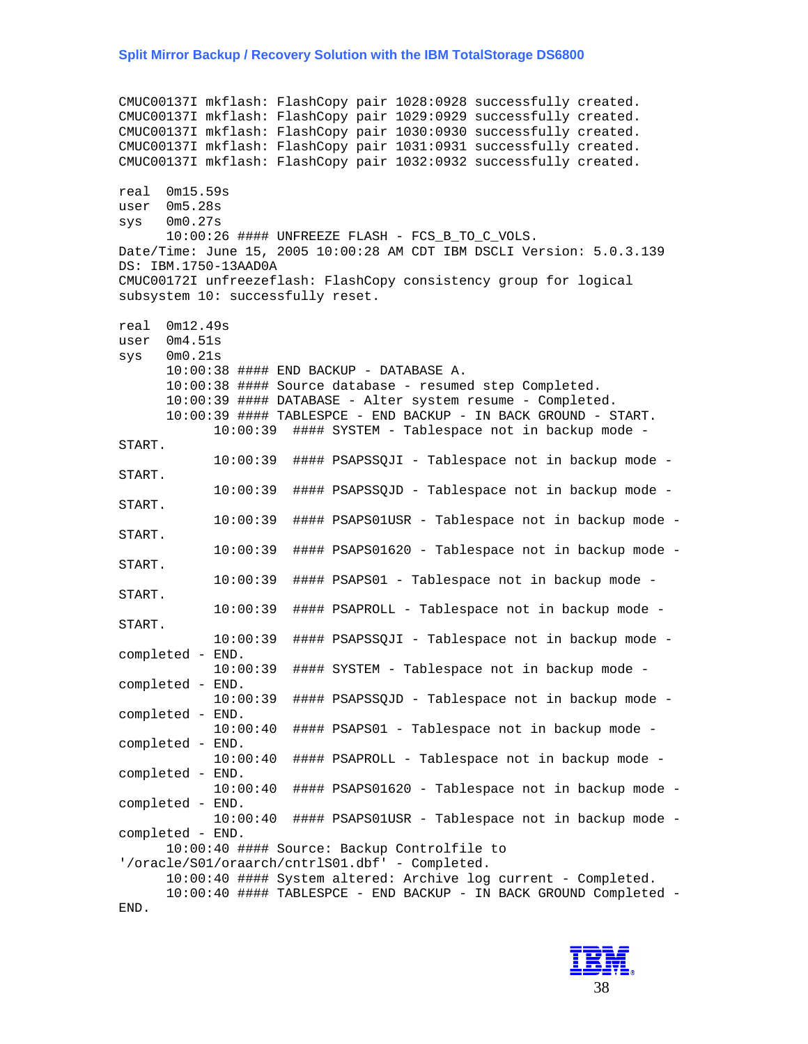```
CMUC00137I mkflash: FlashCopy pair 1028:0928 successfully created.
CMUC00137I mkflash: FlashCopy pair 1029:0929 successfully created.
CMUC00137I mkflash: FlashCopy pair 1030:0930 successfully created.
CMUC00137I mkflash: FlashCopy pair 1031:0931 successfully created.
CMUC00137I mkflash: FlashCopy pair 1032:0932 successfully created.

real  0m15.59s
user  0m5.28s
sys   0m0.27s
      10:00:26 #### UNFREEZE FLASH - FCS_B_TO_C_VOLS.
Date/Time: June 15, 2005 10:00:28 AM CDT IBM DSCLI Version: 5.0.3.139
DS: IBM.1750-13AAD0A
CMUC00172I unfreezeflash: FlashCopy consistency group for logical
subsystem 10: successfully reset.

real  0m12.49s
user  0m4.51s
sys   0m0.21s
      10:00:38 #### END BACKUP - DATABASE A.
      10:00:38 #### Source database - resumed step Completed.
      10:00:39 #### DATABASE - Alter system resume - Completed.
      10:00:39 #### TABLESPCE - END BACKUP - IN BACK GROUND - START.
            10:00:39  #### SYSTEM - Tablespace not in backup mode -
START.
            10:00:39  #### PSAPSSQJI - Tablespace not in backup mode -
START.
            10:00:39  #### PSAPSSQJD - Tablespace not in backup mode -
START.
            10:00:39  #### PSAPS01USR - Tablespace not in backup mode -
START.
            10:00:39  #### PSAPS01620 - Tablespace not in backup mode -
START.
            10:00:39  #### PSAPS01 - Tablespace not in backup mode -
START.
            10:00:39  #### PSAPROLL - Tablespace not in backup mode -
START.
            10:00:39  #### PSAPSSQJI - Tablespace not in backup mode -
completed - END.
            10:00:39  #### SYSTEM - Tablespace not in backup mode -
completed - END.
            10:00:39  #### PSAPSSQJD - Tablespace not in backup mode -
completed - END.
            10:00:40  #### PSAPS01 - Tablespace not in backup mode -
completed - END.
            10:00:40  #### PSAPROLL - Tablespace not in backup mode -
completed - END.
            10:00:40  #### PSAPS01620 - Tablespace not in backup mode -
completed - END.
            10:00:40  #### PSAPS01USR - Tablespace not in backup mode -
completed - END.
      10:00:40 #### Source: Backup Controlfile to
'/oracle/S01/oraarch/cntrlS01.dbf' - Completed.
      10:00:40 #### System altered: Archive log current - Completed.
      10:00:40 #### TABLESPCE - END BACKUP - IN BACK GROUND Completed -
END.
```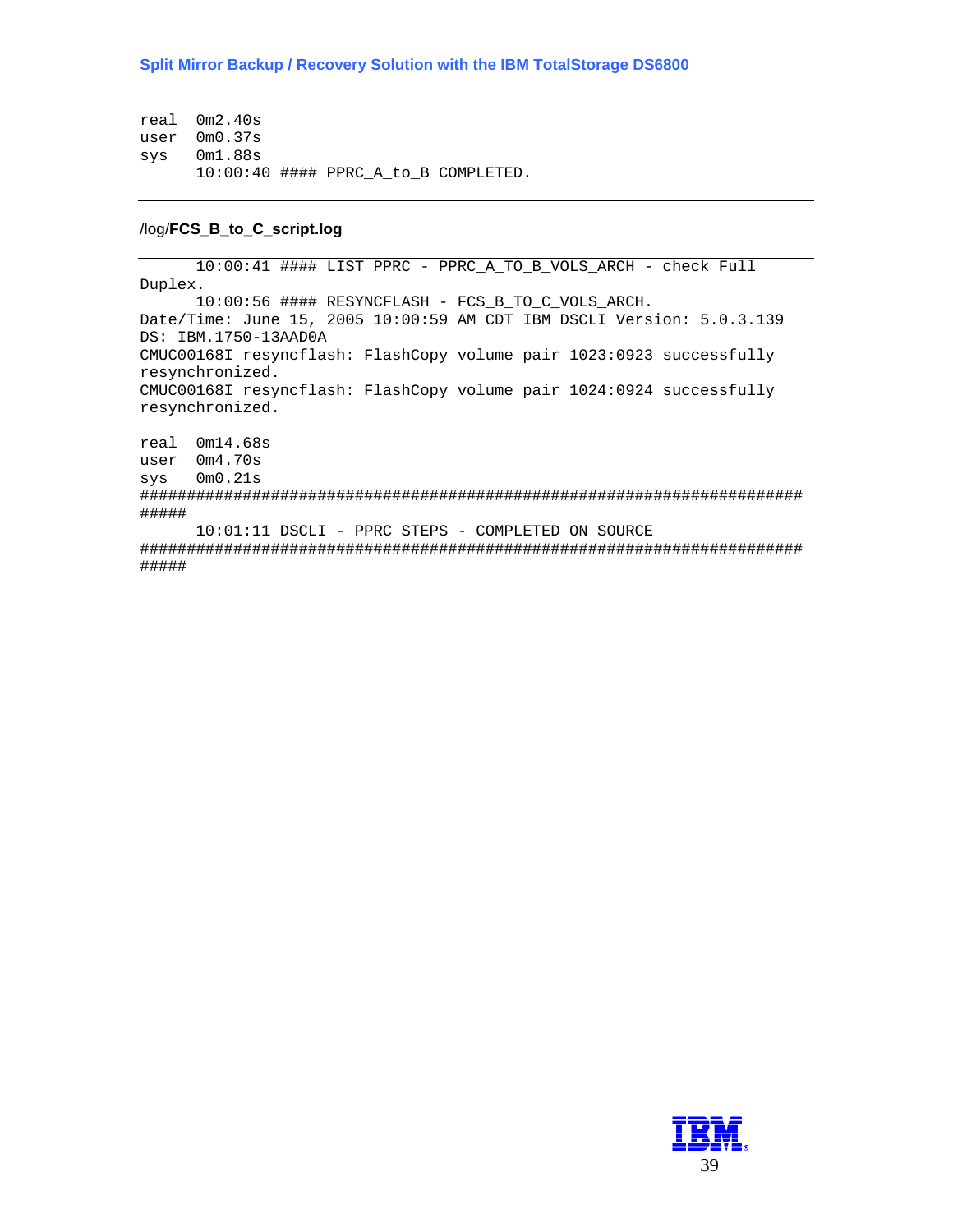```
real  0m2.40s
user  0m0.37s
sys   0m1.88s
      10:00:40 #### PPRC_A_to_B COMPLETED.
```

/log/**FCS_B_to_C_script.log**

```
      10:00:41 #### LIST PPRC - PPRC_A_TO_B_VOLS_ARCH - check Full
Duplex.
      10:00:56 #### RESYNCFLASH - FCS_B_TO_C_VOLS_ARCH.
Date/Time: June 15, 2005 10:00:59 AM CDT IBM DSCLI Version: 5.0.3.139
DS: IBM.1750-13AAD0A
CMUC00168I resyncflash: FlashCopy volume pair 1023:0923 successfully
resynchronized.
CMUC00168I resyncflash: FlashCopy volume pair 1024:0924 successfully
resynchronized.

real  0m14.68s
user  0m4.70s
sys   0m0.21s
#########################################################################
#####
      10:01:11 DSCLI - PPRC STEPS - COMPLETED ON SOURCE
#########################################################################
#####
```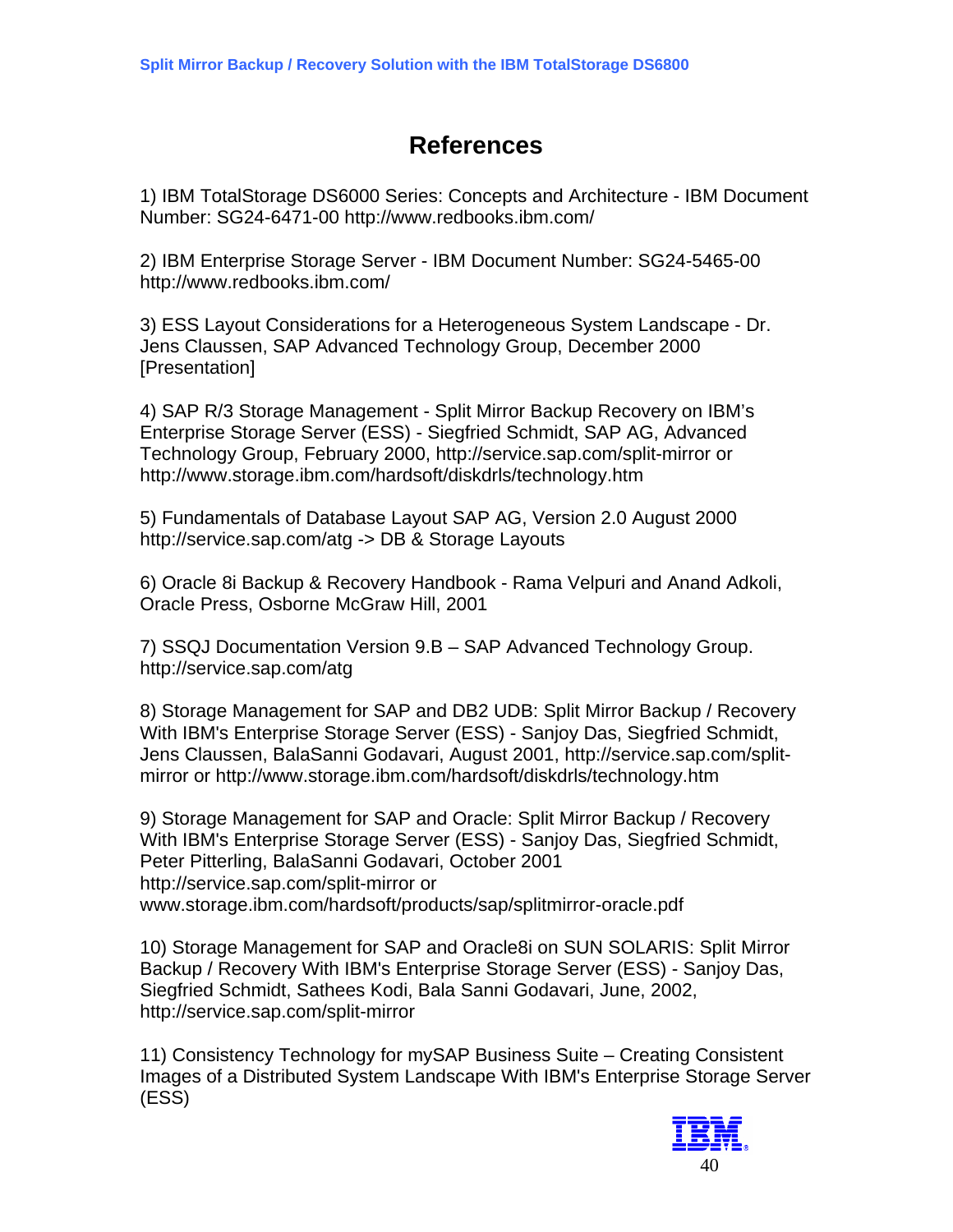# References

1) IBM TotalStorage DS6000 Series: Concepts and Architecture - IBM Document Number: SG24-6471-00 http://www.redbooks.ibm.com/

2) IBM Enterprise Storage Server - IBM Document Number: SG24-5465-00 http://www.redbooks.ibm.com/

3) ESS Layout Considerations for a Heterogeneous System Landscape - Dr. Jens Claussen, SAP Advanced Technology Group, December 2000 [Presentation]

4) SAP R/3 Storage Management - Split Mirror Backup Recovery on IBM's Enterprise Storage Server (ESS) - Siegfried Schmidt, SAP AG, Advanced Technology Group, February 2000, http://service.sap.com/split-mirror or http://www.storage.ibm.com/hardsoft/diskdrls/technology.htm

5) Fundamentals of Database Layout SAP AG, Version 2.0 August 2000 http://service.sap.com/atg -> DB & Storage Layouts

6) Oracle 8i Backup & Recovery Handbook - Rama Velpuri and Anand Adkoli, Oracle Press, Osborne McGraw Hill, 2001

7) SSQJ Documentation Version 9.B – SAP Advanced Technology Group. http://service.sap.com/atg

8) Storage Management for SAP and DB2 UDB: Split Mirror Backup / Recovery With IBM's Enterprise Storage Server (ESS) - Sanjoy Das, Siegfried Schmidt, Jens Claussen, BalaSanni Godavari, August 2001, http://service.sap.com/split-mirror or http://www.storage.ibm.com/hardsoft/diskdrls/technology.htm

9) Storage Management for SAP and Oracle: Split Mirror Backup / Recovery With IBM's Enterprise Storage Server (ESS) - Sanjoy Das, Siegfried Schmidt, Peter Pitterling, BalaSanni Godavari, October 2001 http://service.sap.com/split-mirror or www.storage.ibm.com/hardsoft/products/sap/splitmirror-oracle.pdf

10) Storage Management for SAP and Oracle8i on SUN SOLARIS: Split Mirror Backup / Recovery With IBM's Enterprise Storage Server (ESS) - Sanjoy Das, Siegfried Schmidt, Sathees Kodi, Bala Sanni Godavari, June, 2002, http://service.sap.com/split-mirror

11) Consistency Technology for mySAP Business Suite – Creating Consistent Images of a Distributed System Landscape With IBM's Enterprise Storage Server (ESS)